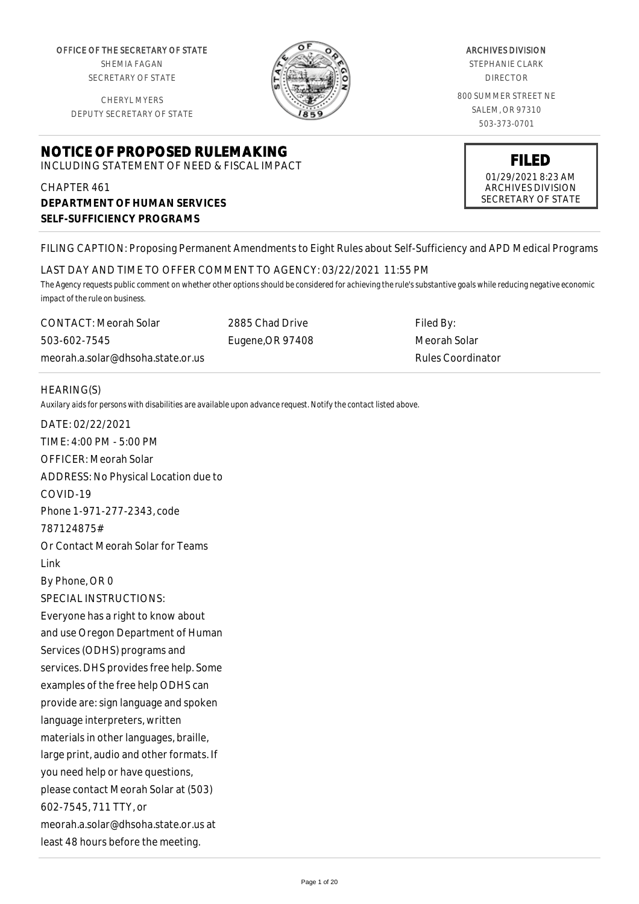OFFICE OF THE SECRETARY OF STATE
SHEMIA FAGAN
SECRETARY OF STATE

CHERYL MYERS
DEPUTY SECRETARY OF STATE

ARCHIVES DIVISION
STEPHANIE CLARK
DIRECTOR

800 SUMMER STREET NE
SALEM, OR 97310
503-373-0701

# NOTICE OF PROPOSED RULEMAKING

INCLUDING STATEMENT OF NEED & FISCAL IMPACT

**FILED**
01/29/2021 8:23 AM
ARCHIVES DIVISION
SECRETARY OF STATE

CHAPTER 461
**DEPARTMENT OF HUMAN SERVICES**
**SELF-SUFFICIENCY PROGRAMS**

FILING CAPTION: Proposing Permanent Amendments to Eight Rules about Self-Sufficiency and APD Medical Programs

LAST DAY AND TIME TO OFFER COMMENT TO AGENCY: 03/22/2021 11:55 PM

The Agency requests public comment on whether other options should be considered for achieving the rule's substantive goals while reducing negative economic impact of the rule on business.

| CONTACT: Meorah Solar | 2885 Chad Drive | Filed By: |
|---|---|---|
| 503-602-7545 | Eugene,OR 97408 | Meorah Solar |
| meorah.a.solar@dhsoha.state.or.us | | Rules Coordinator |

HEARING(S)

Auxilary aids for persons with disabilities are available upon advance request. Notify the contact listed above.

DATE: 02/22/2021
TIME: 4:00 PM - 5:00 PM
OFFICER: Meorah Solar
ADDRESS: No Physical Location due to COVID-19
Phone 1-971-277-2343, code 787124875#
Or Contact Meorah Solar for Teams Link
By Phone, OR 0
SPECIAL INSTRUCTIONS:
Everyone has a right to know about and use Oregon Department of Human Services (ODHS) programs and services. DHS provides free help. Some examples of the free help ODHS can provide are: sign language and spoken language interpreters, written materials in other languages, braille, large print, audio and other formats. If you need help or have questions, please contact Meorah Solar at (503) 602-7545, 711 TTY, or meorah.a.solar@dhsoha.state.or.us at least 48 hours before the meeting.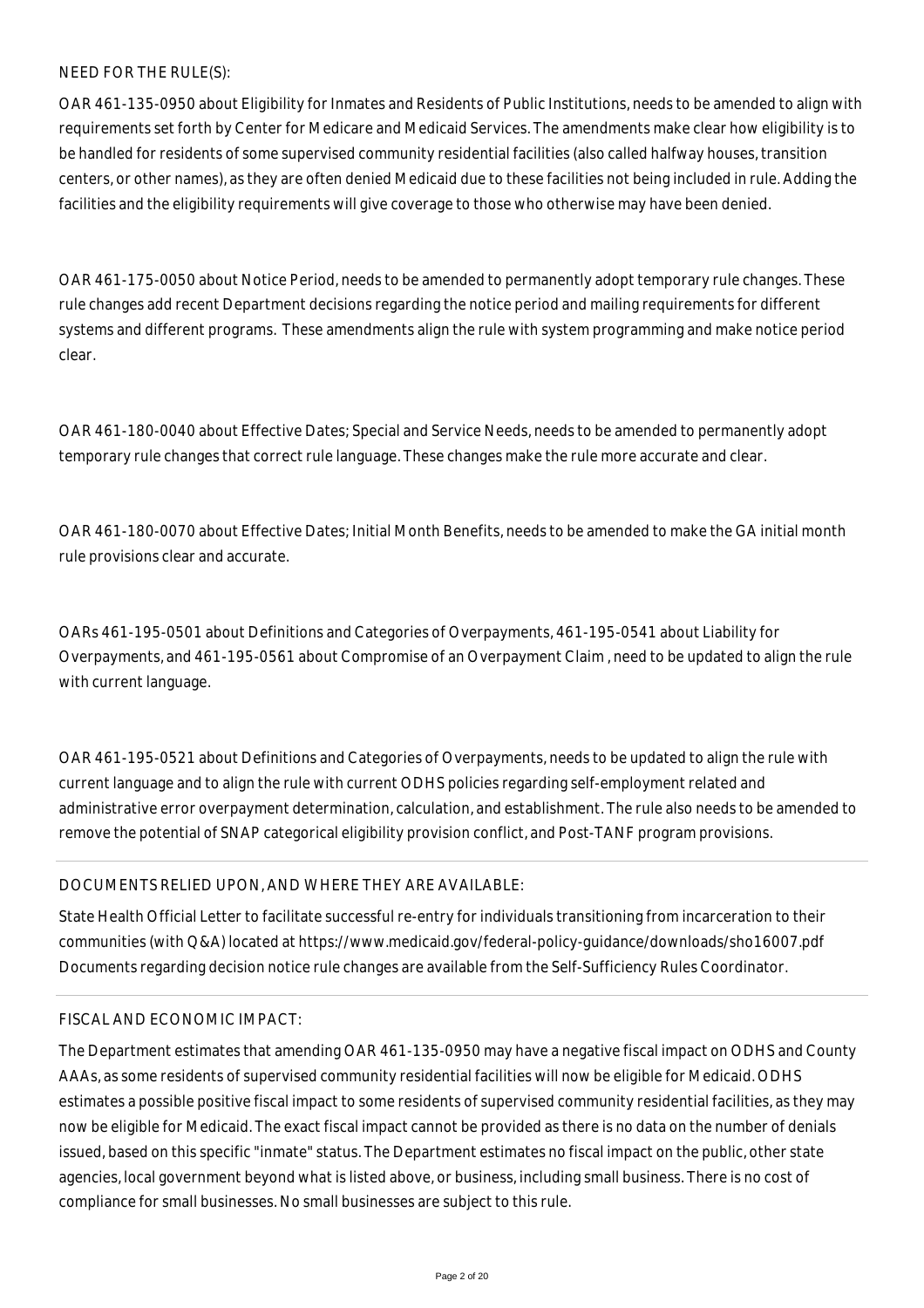NEED FOR THE RULE(S):

OAR 461-135-0950 about Eligibility for Inmates and Residents of Public Institutions, needs to be amended to align with requirements set forth by Center for Medicare and Medicaid Services. The amendments make clear how eligibility is to be handled for residents of some supervised community residential facilities (also called halfway houses, transition centers, or other names), as they are often denied Medicaid due to these facilities not being included in rule. Adding the facilities and the eligibility requirements will give coverage to those who otherwise may have been denied.

OAR 461-175-0050 about Notice Period, needs to be amended to permanently adopt temporary rule changes. These rule changes add recent Department decisions regarding the notice period and mailing requirements for different systems and different programs. These amendments align the rule with system programming and make notice period clear.

OAR 461-180-0040 about Effective Dates; Special and Service Needs, needs to be amended to permanently adopt temporary rule changes that correct rule language. These changes make the rule more accurate and clear.

OAR 461-180-0070 about Effective Dates; Initial Month Benefits, needs to be amended to make the GA initial month rule provisions clear and accurate.

OARs 461-195-0501 about Definitions and Categories of Overpayments, 461-195-0541 about Liability for Overpayments, and 461-195-0561 about Compromise of an Overpayment Claim , need to be updated to align the rule with current language.

OAR 461-195-0521 about Definitions and Categories of Overpayments, needs to be updated to align the rule with current language and to align the rule with current ODHS policies regarding self-employment related and administrative error overpayment determination, calculation, and establishment. The rule also needs to be amended to remove the potential of SNAP categorical eligibility provision conflict, and Post-TANF program provisions.

DOCUMENTS RELIED UPON, AND WHERE THEY ARE AVAILABLE:

State Health Official Letter to facilitate successful re-entry for individuals transitioning from incarceration to their communities (with Q&A) located at https://www.medicaid.gov/federal-policy-guidance/downloads/sho16007.pdf
Documents regarding decision notice rule changes are available from the Self-Sufficiency Rules Coordinator.

FISCAL AND ECONOMIC IMPACT:

The Department estimates that amending OAR 461-135-0950 may have a negative fiscal impact on ODHS and County AAAs, as some residents of supervised community residential facilities will now be eligible for Medicaid. ODHS estimates a possible positive fiscal impact to some residents of supervised community residential facilities, as they may now be eligible for Medicaid. The exact fiscal impact cannot be provided as there is no data on the number of denials issued, based on this specific "inmate" status. The Department estimates no fiscal impact on the public, other state agencies, local government beyond what is listed above, or business, including small business. There is no cost of compliance for small businesses. No small businesses are subject to this rule.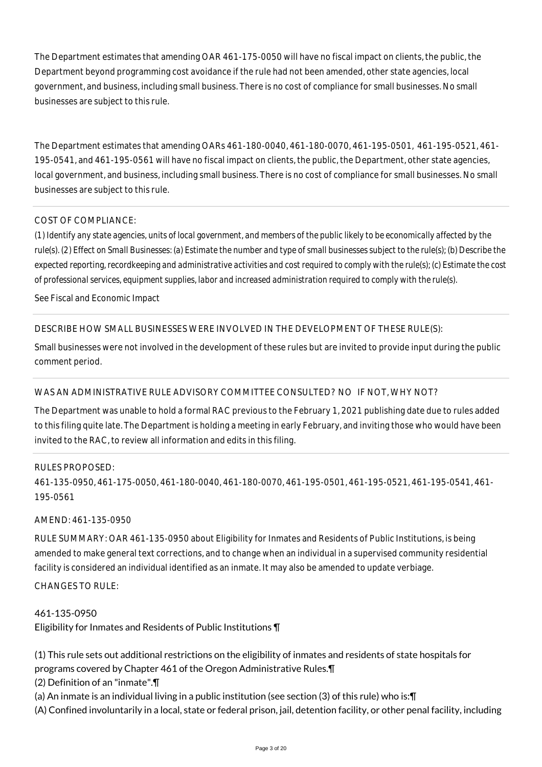The Department estimates that amending OAR 461-175-0050 will have no fiscal impact on clients, the public, the Department beyond programming cost avoidance if the rule had not been amended, other state agencies, local government, and business, including small business. There is no cost of compliance for small businesses. No small businesses are subject to this rule.

The Department estimates that amending OARs 461-180-0040, 461-180-0070, 461-195-0501, 461-195-0521, 461-195-0541, and 461-195-0561 will have no fiscal impact on clients, the public, the Department, other state agencies, local government, and business, including small business. There is no cost of compliance for small businesses. No small businesses are subject to this rule.

COST OF COMPLIANCE:

*(1) Identify any state agencies, units of local government, and members of the public likely to be economically affected by the rule(s). (2) Effect on Small Businesses: (a) Estimate the number and type of small businesses subject to the rule(s); (b) Describe the expected reporting, recordkeeping and administrative activities and cost required to comply with the rule(s); (c) Estimate the cost of professional services, equipment supplies, labor and increased administration required to comply with the rule(s).*

See Fiscal and Economic Impact

DESCRIBE HOW SMALL BUSINESSES WERE INVOLVED IN THE DEVELOPMENT OF THESE RULE(S):

Small businesses were not involved in the development of these rules but are invited to provide input during the public comment period.

WAS AN ADMINISTRATIVE RULE ADVISORY COMMITTEE CONSULTED? NO IF NOT, WHY NOT?

The Department was unable to hold a formal RAC previous to the February 1, 2021 publishing date due to rules added to this filing quite late. The Department is holding a meeting in early February, and inviting those who would have been invited to the RAC, to review all information and edits in this filing.

RULES PROPOSED:

461-135-0950, 461-175-0050, 461-180-0040, 461-180-0070, 461-195-0501, 461-195-0521, 461-195-0541, 461-195-0561

AMEND: 461-135-0950

RULE SUMMARY: OAR 461-135-0950 about Eligibility for Inmates and Residents of Public Institutions, is being amended to make general text corrections, and to change when an individual in a supervised community residential facility is considered an individual identified as an inmate. It may also be amended to update verbiage.

CHANGES TO RULE:

461-135-0950
Eligibility for Inmates and Residents of Public Institutions ¶

(1) This rule sets out additional restrictions on the eligibility of inmates and residents of state hospitals for programs covered by Chapter 461 of the Oregon Administrative Rules.¶
(2) Definition of an "inmate".¶
(a) An inmate is an individual living in a public institution (see section (3) of this rule) who is:¶
(A) Confined involuntarily in a local, state or federal prison, jail, detention facility, or other penal facility, including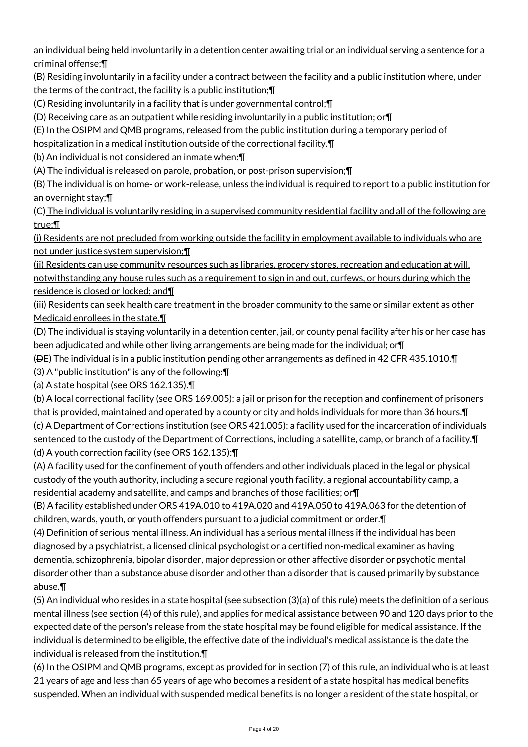an individual being held involuntarily in a detention center awaiting trial or an individual serving a sentence for a criminal offense;¶

(B) Residing involuntarily in a facility under a contract between the facility and a public institution where, under the terms of the contract, the facility is a public institution;¶

(C) Residing involuntarily in a facility that is under governmental control;¶

(D) Receiving care as an outpatient while residing involuntarily in a public institution; or¶

(E) In the OSIPM and QMB programs, released from the public institution during a temporary period of hospitalization in a medical institution outside of the correctional facility.¶

(b) An individual is not considered an inmate when:¶

(A) The individual is released on parole, probation, or post-prison supervision;¶

(B) The individual is on home- or work-release, unless the individual is required to report to a public institution for an overnight stay;¶

(C) The individual is voluntarily residing in a supervised community residential facility and all of the following are true:¶

(i) Residents are not precluded from working outside the facility in employment available to individuals who are not under justice system supervision;¶

(ii) Residents can use community resources such as libraries, grocery stores, recreation and education at will, notwithstanding any house rules such as a requirement to sign in and out, curfews, or hours during which the residence is closed or locked; and¶

(iii) Residents can seek health care treatment in the broader community to the same or similar extent as other Medicaid enrollees in the state.¶

(D) The individual is staying voluntarily in a detention center, jail, or county penal facility after his or her case has been adjudicated and while other living arrangements are being made for the individual; or¶

(~~D~~E) The individual is in a public institution pending other arrangements as defined in 42 CFR 435.1010.¶

(3) A "public institution" is any of the following:¶

(a) A state hospital (see ORS 162.135).¶

(b) A local correctional facility (see ORS 169.005): a jail or prison for the reception and confinement of prisoners that is provided, maintained and operated by a county or city and holds individuals for more than 36 hours.¶

(c) A Department of Corrections institution (see ORS 421.005): a facility used for the incarceration of individuals sentenced to the custody of the Department of Corrections, including a satellite, camp, or branch of a facility.¶

(d) A youth correction facility (see ORS 162.135):¶

(A) A facility used for the confinement of youth offenders and other individuals placed in the legal or physical custody of the youth authority, including a secure regional youth facility, a regional accountability camp, a residential academy and satellite, and camps and branches of those facilities; or¶

(B) A facility established under ORS 419A.010 to 419A.020 and 419A.050 to 419A.063 for the detention of children, wards, youth, or youth offenders pursuant to a judicial commitment or order.¶

(4) Definition of serious mental illness. An individual has a serious mental illness if the individual has been diagnosed by a psychiatrist, a licensed clinical psychologist or a certified non-medical examiner as having dementia, schizophrenia, bipolar disorder, major depression or other affective disorder or psychotic mental disorder other than a substance abuse disorder and other than a disorder that is caused primarily by substance abuse.¶

(5) An individual who resides in a state hospital (see subsection (3)(a) of this rule) meets the definition of a serious mental illness (see section (4) of this rule), and applies for medical assistance between 90 and 120 days prior to the expected date of the person's release from the state hospital may be found eligible for medical assistance. If the individual is determined to be eligible, the effective date of the individual's medical assistance is the date the individual is released from the institution.¶

(6) In the OSIPM and QMB programs, except as provided for in section (7) of this rule, an individual who is at least 21 years of age and less than 65 years of age who becomes a resident of a state hospital has medical benefits suspended. When an individual with suspended medical benefits is no longer a resident of the state hospital, or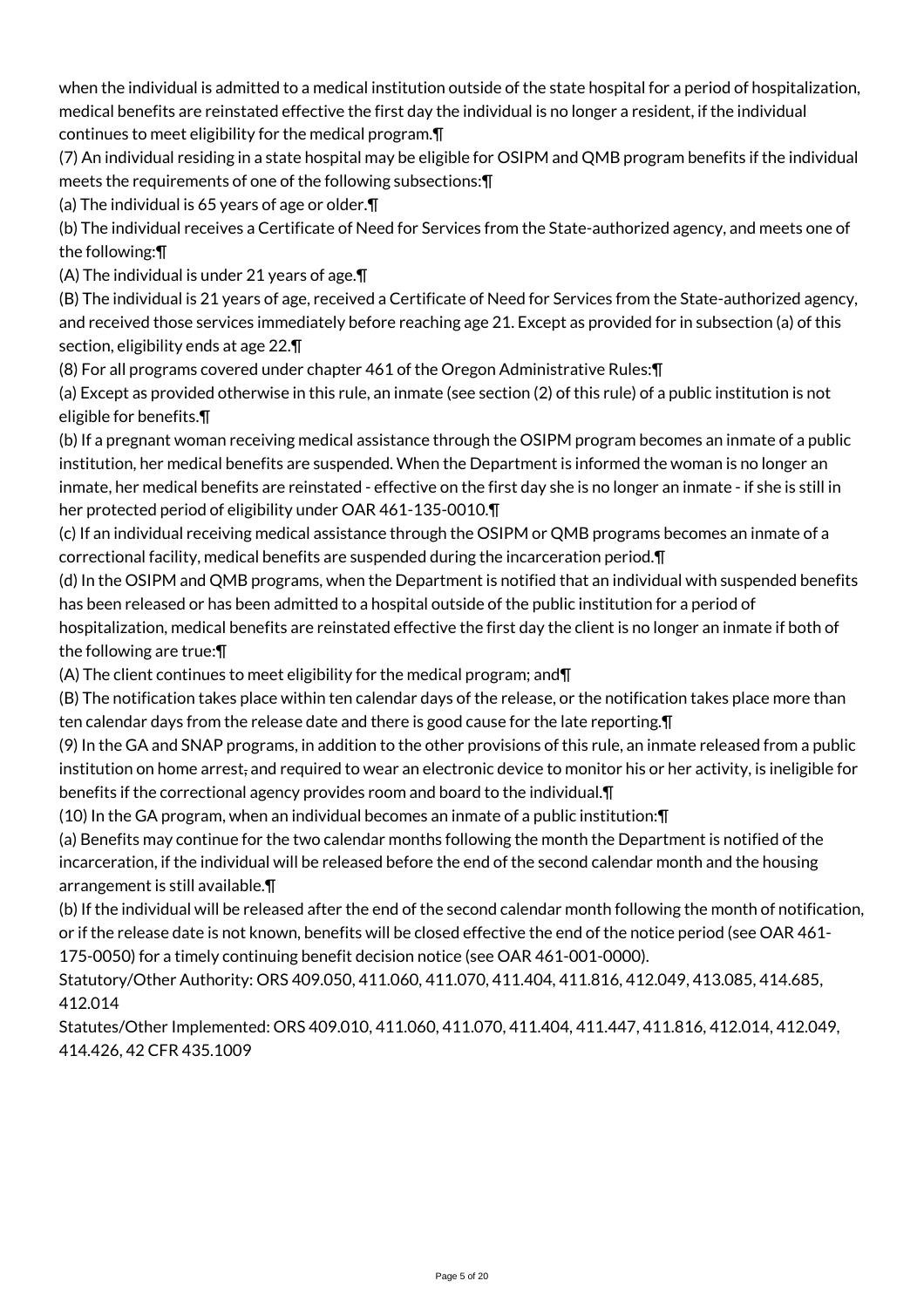when the individual is admitted to a medical institution outside of the state hospital for a period of hospitalization, medical benefits are reinstated effective the first day the individual is no longer a resident, if the individual continues to meet eligibility for the medical program.¶

(7) An individual residing in a state hospital may be eligible for OSIPM and QMB program benefits if the individual meets the requirements of one of the following subsections:¶

(a) The individual is 65 years of age or older.¶

(b) The individual receives a Certificate of Need for Services from the State-authorized agency, and meets one of the following:¶

(A) The individual is under 21 years of age.¶

(B) The individual is 21 years of age, received a Certificate of Need for Services from the State-authorized agency, and received those services immediately before reaching age 21. Except as provided for in subsection (a) of this section, eligibility ends at age 22.¶

(8) For all programs covered under chapter 461 of the Oregon Administrative Rules:¶

(a) Except as provided otherwise in this rule, an inmate (see section (2) of this rule) of a public institution is not eligible for benefits.¶

(b) If a pregnant woman receiving medical assistance through the OSIPM program becomes an inmate of a public institution, her medical benefits are suspended. When the Department is informed the woman is no longer an inmate, her medical benefits are reinstated - effective on the first day she is no longer an inmate - if she is still in her protected period of eligibility under OAR 461-135-0010.¶

(c) If an individual receiving medical assistance through the OSIPM or QMB programs becomes an inmate of a correctional facility, medical benefits are suspended during the incarceration period.¶

(d) In the OSIPM and QMB programs, when the Department is notified that an individual with suspended benefits has been released or has been admitted to a hospital outside of the public institution for a period of hospitalization, medical benefits are reinstated effective the first day the client is no longer an inmate if both of the following are true:¶

(A) The client continues to meet eligibility for the medical program; and¶

(B) The notification takes place within ten calendar days of the release, or the notification takes place more than ten calendar days from the release date and there is good cause for the late reporting.¶

(9) In the GA and SNAP programs, in addition to the other provisions of this rule, an inmate released from a public institution on home arrest, and required to wear an electronic device to monitor his or her activity, is ineligible for benefits if the correctional agency provides room and board to the individual.¶

(10) In the GA program, when an individual becomes an inmate of a public institution:¶

(a) Benefits may continue for the two calendar months following the month the Department is notified of the incarceration, if the individual will be released before the end of the second calendar month and the housing arrangement is still available.¶

(b) If the individual will be released after the end of the second calendar month following the month of notification, or if the release date is not known, benefits will be closed effective the end of the notice period (see OAR 461-175-0050) for a timely continuing benefit decision notice (see OAR 461-001-0000).

Statutory/Other Authority: ORS 409.050, 411.060, 411.070, 411.404, 411.816, 412.049, 413.085, 414.685, 412.014

Statutes/Other Implemented: ORS 409.010, 411.060, 411.070, 411.404, 411.447, 411.816, 412.014, 412.049, 414.426, 42 CFR 435.1009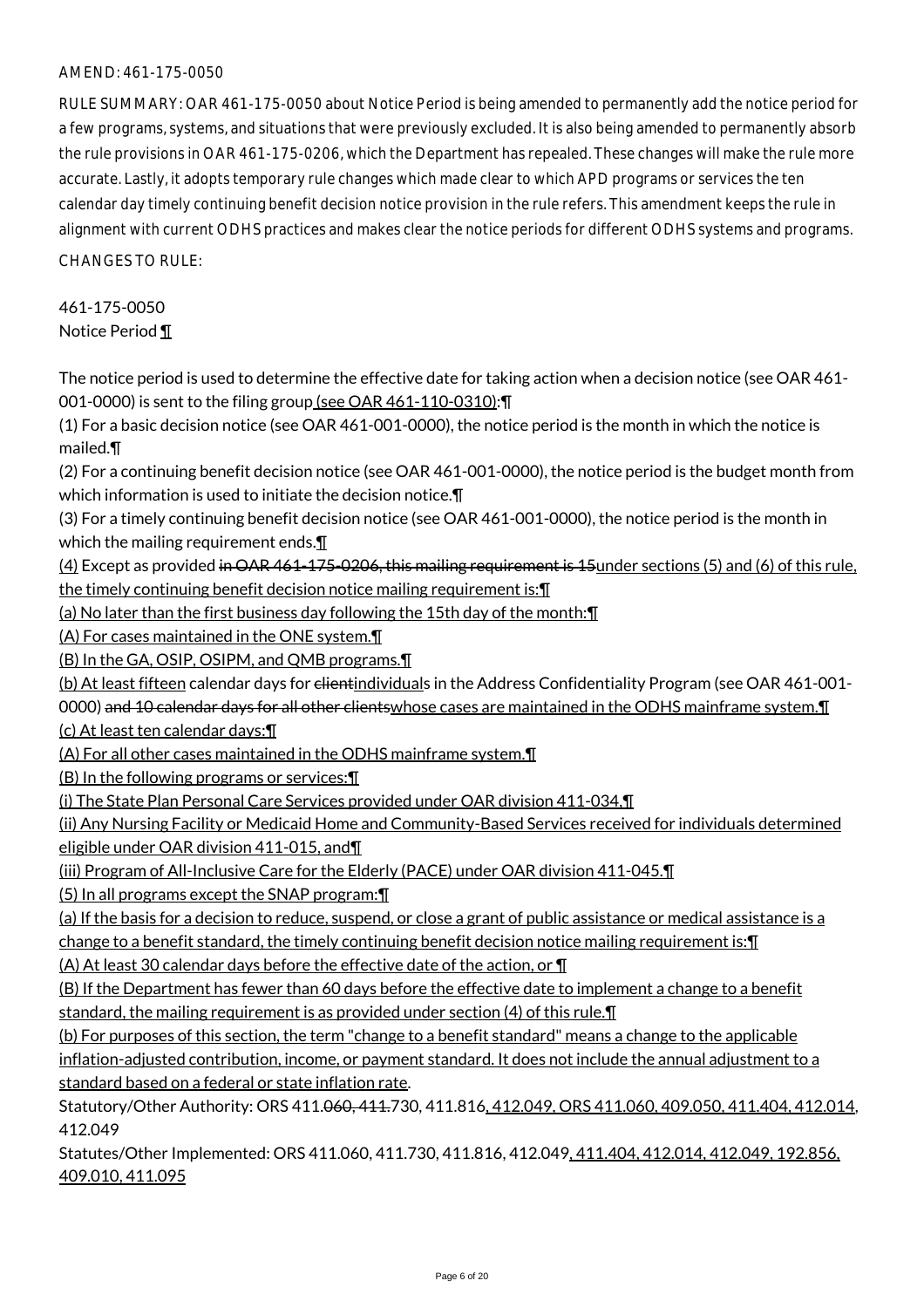AMEND: 461-175-0050

RULE SUMMARY: OAR 461-175-0050 about Notice Period is being amended to permanently add the notice period for a few programs, systems, and situations that were previously excluded. It is also being amended to permanently absorb the rule provisions in OAR 461-175-0206, which the Department has repealed. These changes will make the rule more accurate. Lastly, it adopts temporary rule changes which made clear to which APD programs or services the ten calendar day timely continuing benefit decision notice provision in the rule refers. This amendment keeps the rule in alignment with current ODHS practices and makes clear the notice periods for different ODHS systems and programs.

CHANGES TO RULE:

461-175-0050
Notice Period ¶

The notice period is used to determine the effective date for taking action when a decision notice (see OAR 461-001-0000) is sent to the filing group<u> (see OAR 461-110-0310)</u>:¶
(1) For a basic decision notice (see OAR 461-001-0000), the notice period is the month in which the notice is mailed.¶
(2) For a continuing benefit decision notice (see OAR 461-001-0000), the notice period is the budget month from which information is used to initiate the decision notice.¶
(3) For a timely continuing benefit decision notice (see OAR 461-001-0000), the notice period is the month in which the mailing requirement ends.¶
<u>(4)</u> Except as provided ~~in OAR 461-175-0206, this mailing requirement is 15~~<u>under sections (5) and (6) of this rule, the timely continuing benefit decision notice mailing requirement is:¶</u>
<u>(a) No later than the first business day following the 15th day of the month:¶</u>
<u>(A) For cases maintained in the ONE system.¶</u>
<u>(B) In the GA, OSIP, OSIPM, and QMB programs.¶</u>
<u>(b) At least fifteen</u> calendar days for ~~client~~<u>individual</u>s in the Address Confidentiality Program (see OAR 461-001-0000) ~~and 10 calendar days for all other clients~~<u>whose cases are maintained in the ODHS mainframe system.¶</u>
<u>(c) At least ten calendar days:¶</u>
<u>(A) For all other cases maintained in the ODHS mainframe system.¶</u>
<u>(B) In the following programs or services:¶</u>
<u>(i) The State Plan Personal Care Services provided under OAR division 411-034,¶</u>
<u>(ii) Any Nursing Facility or Medicaid Home and Community-Based Services received for individuals determined eligible under OAR division 411-015, and¶</u>
<u>(iii) Program of All-Inclusive Care for the Elderly (PACE) under OAR division 411-045.¶</u>
<u>(5) In all programs except the SNAP program:¶</u>
<u>(a) If the basis for a decision to reduce, suspend, or close a grant of public assistance or medical assistance is a change to a benefit standard, the timely continuing benefit decision notice mailing requirement is:¶</u>
<u>(A) At least 30 calendar days before the effective date of the action, or ¶</u>
<u>(B) If the Department has fewer than 60 days before the effective date to implement a change to a benefit standard, the mailing requirement is as provided under section (4) of this rule.¶</u>
<u>(b) For purposes of this section, the term "change to a benefit standard" means a change to the applicable inflation-adjusted contribution, income, or payment standard. It does not include the annual adjustment to a standard based on a federal or state inflation rate</u>.
Statutory/Other Authority: ORS 411.~~060, 411.~~730, 411.816<u>, 412.049, ORS 411.060, 409.050, 411.404, 412.014</u>, 412.049
Statutes/Other Implemented: ORS 411.060, 411.730, 411.816, 412.049<u>, 411.404, 412.014, 412.049, 192.856, 409.010, 411.095</u>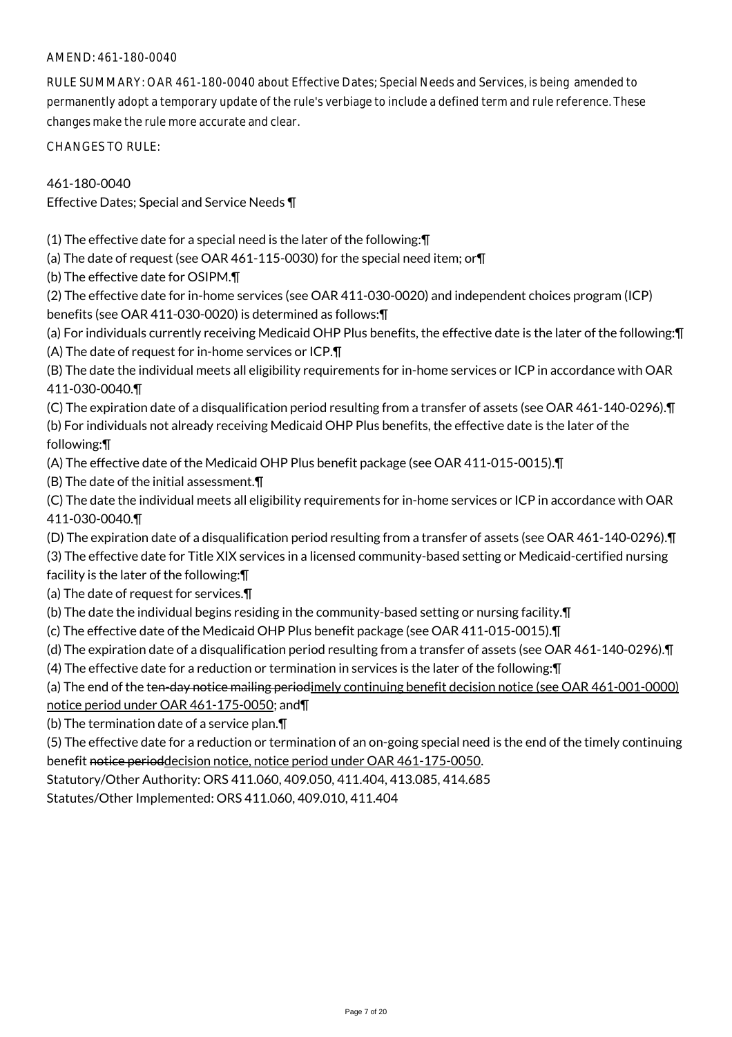AMEND: 461-180-0040

RULE SUMMARY: OAR 461-180-0040 about Effective Dates; Special Needs and Services, is being amended to permanently adopt a temporary update of the rule's verbiage to include a defined term and rule reference. These changes make the rule more accurate and clear.

CHANGES TO RULE:

461-180-0040
Effective Dates; Special and Service Needs ¶

(1) The effective date for a special need is the later of the following:¶
(a) The date of request (see OAR 461-115-0030) for the special need item; or¶
(b) The effective date for OSIPM.¶
(2) The effective date for in-home services (see OAR 411-030-0020) and independent choices program (ICP) benefits (see OAR 411-030-0020) is determined as follows:¶
(a) For individuals currently receiving Medicaid OHP Plus benefits, the effective date is the later of the following:¶
(A) The date of request for in-home services or ICP.¶
(B) The date the individual meets all eligibility requirements for in-home services or ICP in accordance with OAR 411-030-0040.¶
(C) The expiration date of a disqualification period resulting from a transfer of assets (see OAR 461-140-0296).¶
(b) For individuals not already receiving Medicaid OHP Plus benefits, the effective date is the later of the following:¶
(A) The effective date of the Medicaid OHP Plus benefit package (see OAR 411-015-0015).¶
(B) The date of the initial assessment.¶
(C) The date the individual meets all eligibility requirements for in-home services or ICP in accordance with OAR 411-030-0040.¶
(D) The expiration date of a disqualification period resulting from a transfer of assets (see OAR 461-140-0296).¶
(3) The effective date for Title XIX services in a licensed community-based setting or Medicaid-certified nursing facility is the later of the following:¶
(a) The date of request for services.¶
(b) The date the individual begins residing in the community-based setting or nursing facility.¶
(c) The effective date of the Medicaid OHP Plus benefit package (see OAR 411-015-0015).¶
(d) The expiration date of a disqualification period resulting from a transfer of assets (see OAR 461-140-0296).¶
(4) The effective date for a reduction or termination in services is the later of the following:¶
(a) The end of the t~~en-day notice mailing period~~imely continuing benefit decision notice (see OAR 461-001-0000) notice period under OAR 461-175-0050; and¶
(b) The termination date of a service plan.¶
(5) The effective date for a reduction or termination of an on-going special need is the end of the timely continuing benefit ~~notice period~~decision notice, notice period under OAR 461-175-0050.
Statutory/Other Authority: ORS 411.060, 409.050, 411.404, 413.085, 414.685
Statutes/Other Implemented: ORS 411.060, 409.010, 411.404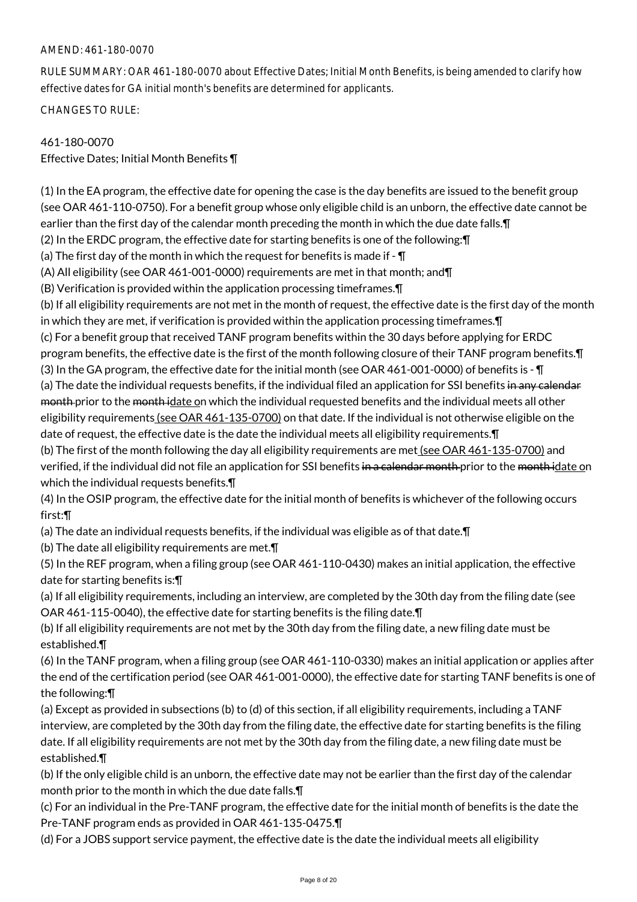AMEND: 461-180-0070

RULE SUMMARY: OAR 461-180-0070 about Effective Dates; Initial Month Benefits, is being amended to clarify how effective dates for GA initial month's benefits are determined for applicants.

CHANGES TO RULE:

461-180-0070
Effective Dates; Initial Month Benefits ¶

(1) In the EA program, the effective date for opening the case is the day benefits are issued to the benefit group (see OAR 461-110-0750). For a benefit group whose only eligible child is an unborn, the effective date cannot be earlier than the first day of the calendar month preceding the month in which the due date falls.¶
(2) In the ERDC program, the effective date for starting benefits is one of the following:¶
(a) The first day of the month in which the request for benefits is made if - ¶
(A) All eligibility (see OAR 461-001-0000) requirements are met in that month; and¶
(B) Verification is provided within the application processing timeframes.¶
(b) If all eligibility requirements are not met in the month of request, the effective date is the first day of the month in which they are met, if verification is provided within the application processing timeframes.¶
(c) For a benefit group that received TANF program benefits within the 30 days before applying for ERDC program benefits, the effective date is the first of the month following closure of their TANF program benefits.¶
(3) In the GA program, the effective date for the initial month (see OAR 461-001-0000) of benefits is - ¶
(a) The date the individual requests benefits, if the individual filed an application for SSI benefits ~~in any calendar month~~ prior to the ~~month i~~<u>date o</u>n which the individual requested benefits and the individual meets all other eligibility requirements<u> (see OAR 461-135-0700)</u> on that date. If the individual is not otherwise eligible on the date of request, the effective date is the date the individual meets all eligibility requirements.¶
(b) The first of the month following the day all eligibility requirements are met<u> (see OAR 461-135-0700)</u> and verified, if the individual did not file an application for SSI benefits ~~in a calendar month~~ prior to the ~~month i~~<u>date o</u>n which the individual requests benefits.¶
(4) In the OSIP program, the effective date for the initial month of benefits is whichever of the following occurs first:¶
(a) The date an individual requests benefits, if the individual was eligible as of that date.¶
(b) The date all eligibility requirements are met.¶
(5) In the REF program, when a filing group (see OAR 461-110-0430) makes an initial application, the effective date for starting benefits is:¶
(a) If all eligibility requirements, including an interview, are completed by the 30th day from the filing date (see OAR 461-115-0040), the effective date for starting benefits is the filing date.¶
(b) If all eligibility requirements are not met by the 30th day from the filing date, a new filing date must be established.¶
(6) In the TANF program, when a filing group (see OAR 461-110-0330) makes an initial application or applies after the end of the certification period (see OAR 461-001-0000), the effective date for starting TANF benefits is one of the following:¶
(a) Except as provided in subsections (b) to (d) of this section, if all eligibility requirements, including a TANF interview, are completed by the 30th day from the filing date, the effective date for starting benefits is the filing date. If all eligibility requirements are not met by the 30th day from the filing date, a new filing date must be established.¶
(b) If the only eligible child is an unborn, the effective date may not be earlier than the first day of the calendar month prior to the month in which the due date falls.¶
(c) For an individual in the Pre-TANF program, the effective date for the initial month of benefits is the date the Pre-TANF program ends as provided in OAR 461-135-0475.¶
(d) For a JOBS support service payment, the effective date is the date the individual meets all eligibility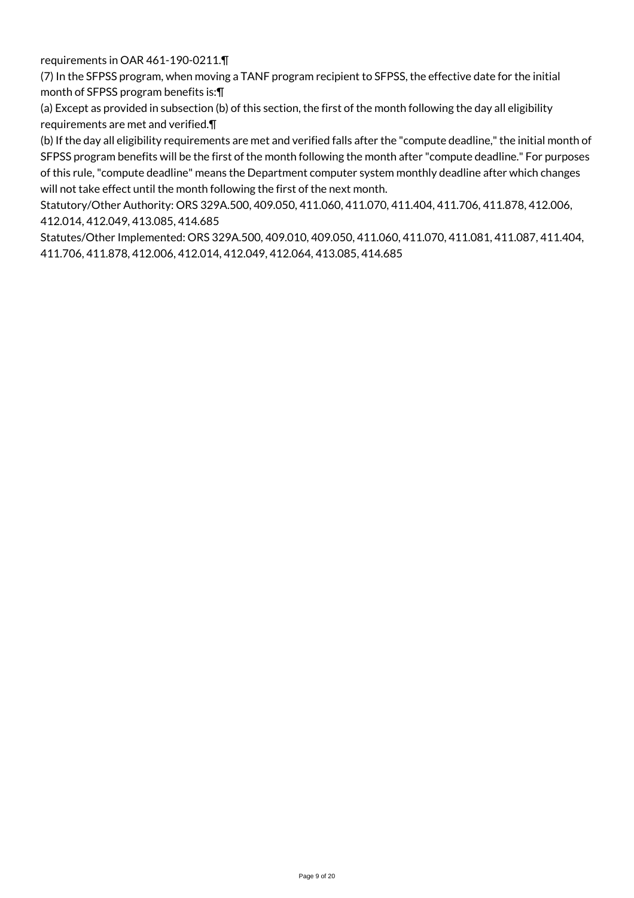requirements in OAR 461-190-0211.¶

(7) In the SFPSS program, when moving a TANF program recipient to SFPSS, the effective date for the initial month of SFPSS program benefits is:¶

(a) Except as provided in subsection (b) of this section, the first of the month following the day all eligibility requirements are met and verified.¶

(b) If the day all eligibility requirements are met and verified falls after the "compute deadline," the initial month of SFPSS program benefits will be the first of the month following the month after "compute deadline." For purposes of this rule, "compute deadline" means the Department computer system monthly deadline after which changes will not take effect until the month following the first of the next month.

Statutory/Other Authority: ORS 329A.500, 409.050, 411.060, 411.070, 411.404, 411.706, 411.878, 412.006, 412.014, 412.049, 413.085, 414.685

Statutes/Other Implemented: ORS 329A.500, 409.010, 409.050, 411.060, 411.070, 411.081, 411.087, 411.404, 411.706, 411.878, 412.006, 412.014, 412.049, 412.064, 413.085, 414.685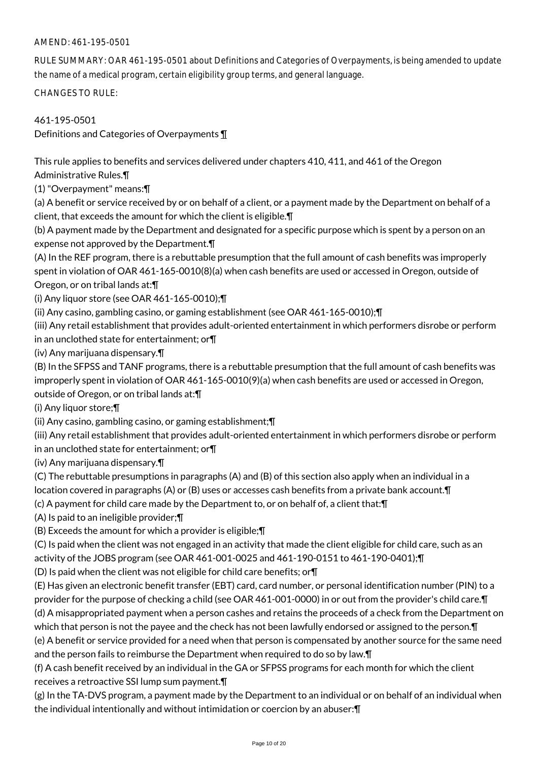AMEND: 461-195-0501

RULE SUMMARY: OAR 461-195-0501 about Definitions and Categories of Overpayments, is being amended to update the name of a medical program, certain eligibility group terms, and general language.

CHANGES TO RULE:

461-195-0501
Definitions and Categories of Overpayments ¶

This rule applies to benefits and services delivered under chapters 410, 411, and 461 of the Oregon Administrative Rules.¶
(1) "Overpayment" means:¶
(a) A benefit or service received by or on behalf of a client, or a payment made by the Department on behalf of a client, that exceeds the amount for which the client is eligible.¶
(b) A payment made by the Department and designated for a specific purpose which is spent by a person on an expense not approved by the Department.¶
(A) In the REF program, there is a rebuttable presumption that the full amount of cash benefits was improperly spent in violation of OAR 461-165-0010(8)(a) when cash benefits are used or accessed in Oregon, outside of Oregon, or on tribal lands at:¶
(i) Any liquor store (see OAR 461-165-0010);¶
(ii) Any casino, gambling casino, or gaming establishment (see OAR 461-165-0010);¶
(iii) Any retail establishment that provides adult-oriented entertainment in which performers disrobe or perform in an unclothed state for entertainment; or¶
(iv) Any marijuana dispensary.¶
(B) In the SFPSS and TANF programs, there is a rebuttable presumption that the full amount of cash benefits was improperly spent in violation of OAR 461-165-0010(9)(a) when cash benefits are used or accessed in Oregon, outside of Oregon, or on tribal lands at:¶
(i) Any liquor store;¶
(ii) Any casino, gambling casino, or gaming establishment;¶
(iii) Any retail establishment that provides adult-oriented entertainment in which performers disrobe or perform in an unclothed state for entertainment; or¶
(iv) Any marijuana dispensary.¶
(C) The rebuttable presumptions in paragraphs (A) and (B) of this section also apply when an individual in a location covered in paragraphs (A) or (B) uses or accesses cash benefits from a private bank account.¶
(c) A payment for child care made by the Department to, or on behalf of, a client that:¶
(A) Is paid to an ineligible provider;¶
(B) Exceeds the amount for which a provider is eligible;¶
(C) Is paid when the client was not engaged in an activity that made the client eligible for child care, such as an activity of the JOBS program (see OAR 461-001-0025 and 461-190-0151 to 461-190-0401);¶
(D) Is paid when the client was not eligible for child care benefits; or¶
(E) Has given an electronic benefit transfer (EBT) card, card number, or personal identification number (PIN) to a provider for the purpose of checking a child (see OAR 461-001-0000) in or out from the provider's child care.¶
(d) A misappropriated payment when a person cashes and retains the proceeds of a check from the Department on which that person is not the payee and the check has not been lawfully endorsed or assigned to the person.¶
(e) A benefit or service provided for a need when that person is compensated by another source for the same need and the person fails to reimburse the Department when required to do so by law.¶
(f) A cash benefit received by an individual in the GA or SFPSS programs for each month for which the client receives a retroactive SSI lump sum payment.¶
(g) In the TA-DVS program, a payment made by the Department to an individual or on behalf of an individual when the individual intentionally and without intimidation or coercion by an abuser:¶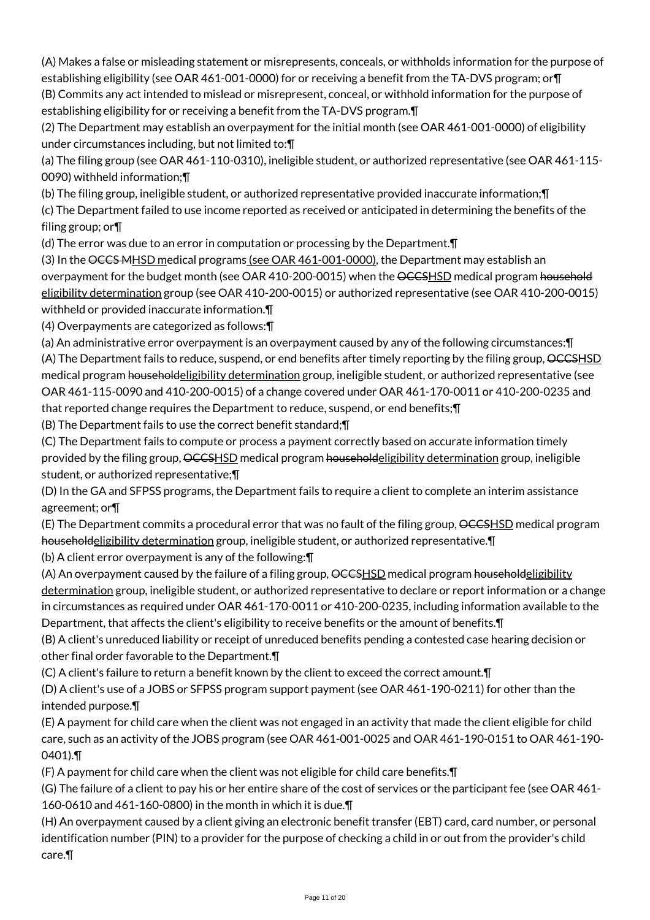(A) Makes a false or misleading statement or misrepresents, conceals, or withholds information for the purpose of establishing eligibility (see OAR 461-001-0000) for or receiving a benefit from the TA-DVS program; or¶

(B) Commits any act intended to mislead or misrepresent, conceal, or withhold information for the purpose of establishing eligibility for or receiving a benefit from the TA-DVS program.¶

(2) The Department may establish an overpayment for the initial month (see OAR 461-001-0000) of eligibility under circumstances including, but not limited to:¶

(a) The filing group (see OAR 461-110-0310), ineligible student, or authorized representative (see OAR 461-115-0090) withheld information;¶

(b) The filing group, ineligible student, or authorized representative provided inaccurate information;¶

(c) The Department failed to use income reported as received or anticipated in determining the benefits of the filing group; or¶

(d) The error was due to an error in computation or processing by the Department.¶

(3) In the ~~OCCS M~~<u>HSD m</u>edical programs<u> (see OAR 461-001-0000)</u>, the Department may establish an overpayment for the budget month (see OAR 410-200-0015) when the ~~OCCS~~<u>HSD</u> medical program ~~household~~ <u>eligibility determination</u> group (see OAR 410-200-0015) or authorized representative (see OAR 410-200-0015) withheld or provided inaccurate information.¶

(4) Overpayments are categorized as follows:¶

(a) An administrative error overpayment is an overpayment caused by any of the following circumstances:¶

(A) The Department fails to reduce, suspend, or end benefits after timely reporting by the filing group, ~~OCCS~~<u>HSD</u> medical program ~~household~~<u>eligibility determination</u> group, ineligible student, or authorized representative (see OAR 461-115-0090 and 410-200-0015) of a change covered under OAR 461-170-0011 or 410-200-0235 and that reported change requires the Department to reduce, suspend, or end benefits;¶

(B) The Department fails to use the correct benefit standard;¶

(C) The Department fails to compute or process a payment correctly based on accurate information timely provided by the filing group, ~~OCCS~~<u>HSD</u> medical program ~~household~~<u>eligibility determination</u> group, ineligible student, or authorized representative;¶

(D) In the GA and SFPSS programs, the Department fails to require a client to complete an interim assistance agreement; or¶

(E) The Department commits a procedural error that was no fault of the filing group, ~~OCCS~~<u>HSD</u> medical program ~~household~~<u>eligibility determination</u> group, ineligible student, or authorized representative.¶

(b) A client error overpayment is any of the following:¶

(A) An overpayment caused by the failure of a filing group, ~~OCCS~~<u>HSD</u> medical program ~~household~~<u>eligibility determination</u> group, ineligible student, or authorized representative to declare or report information or a change in circumstances as required under OAR 461-170-0011 or 410-200-0235, including information available to the Department, that affects the client's eligibility to receive benefits or the amount of benefits.¶

(B) A client's unreduced liability or receipt of unreduced benefits pending a contested case hearing decision or other final order favorable to the Department.¶

(C) A client's failure to return a benefit known by the client to exceed the correct amount.¶

(D) A client's use of a JOBS or SFPSS program support payment (see OAR 461-190-0211) for other than the intended purpose.¶

(E) A payment for child care when the client was not engaged in an activity that made the client eligible for child care, such as an activity of the JOBS program (see OAR 461-001-0025 and OAR 461-190-0151 to OAR 461-190-0401).¶

(F) A payment for child care when the client was not eligible for child care benefits.¶

(G) The failure of a client to pay his or her entire share of the cost of services or the participant fee (see OAR 461-160-0610 and 461-160-0800) in the month in which it is due.¶

(H) An overpayment caused by a client giving an electronic benefit transfer (EBT) card, card number, or personal identification number (PIN) to a provider for the purpose of checking a child in or out from the provider's child care.¶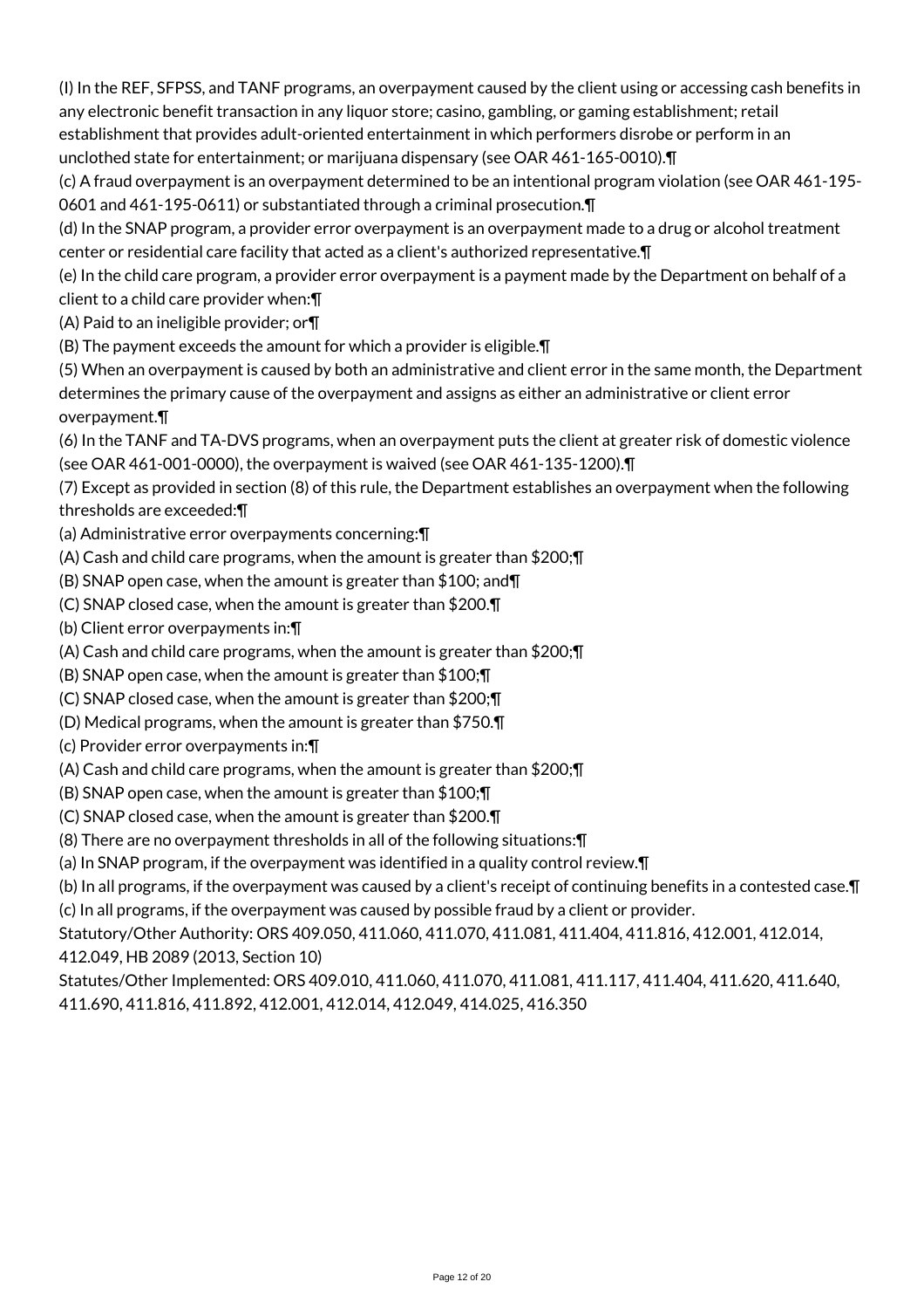(I) In the REF, SFPSS, and TANF programs, an overpayment caused by the client using or accessing cash benefits in any electronic benefit transaction in any liquor store; casino, gambling, or gaming establishment; retail establishment that provides adult-oriented entertainment in which performers disrobe or perform in an unclothed state for entertainment; or marijuana dispensary (see OAR 461-165-0010).¶

(c) A fraud overpayment is an overpayment determined to be an intentional program violation (see OAR 461-195-0601 and 461-195-0611) or substantiated through a criminal prosecution.¶

(d) In the SNAP program, a provider error overpayment is an overpayment made to a drug or alcohol treatment center or residential care facility that acted as a client's authorized representative.¶

(e) In the child care program, a provider error overpayment is a payment made by the Department on behalf of a client to a child care provider when:¶

(A) Paid to an ineligible provider; or¶

(B) The payment exceeds the amount for which a provider is eligible.¶

(5) When an overpayment is caused by both an administrative and client error in the same month, the Department determines the primary cause of the overpayment and assigns as either an administrative or client error overpayment.¶

(6) In the TANF and TA-DVS programs, when an overpayment puts the client at greater risk of domestic violence (see OAR 461-001-0000), the overpayment is waived (see OAR 461-135-1200).¶

(7) Except as provided in section (8) of this rule, the Department establishes an overpayment when the following thresholds are exceeded:¶

(a) Administrative error overpayments concerning:¶

(A) Cash and child care programs, when the amount is greater than $200;¶

(B) SNAP open case, when the amount is greater than $100; and¶

(C) SNAP closed case, when the amount is greater than $200.¶

(b) Client error overpayments in:¶

(A) Cash and child care programs, when the amount is greater than $200;¶

(B) SNAP open case, when the amount is greater than $100;¶

(C) SNAP closed case, when the amount is greater than $200;¶

(D) Medical programs, when the amount is greater than $750.¶

(c) Provider error overpayments in:¶

(A) Cash and child care programs, when the amount is greater than $200;¶

(B) SNAP open case, when the amount is greater than $100;¶

(C) SNAP closed case, when the amount is greater than $200.¶

(8) There are no overpayment thresholds in all of the following situations:¶

(a) In SNAP program, if the overpayment was identified in a quality control review.¶

(b) In all programs, if the overpayment was caused by a client's receipt of continuing benefits in a contested case.¶

(c) In all programs, if the overpayment was caused by possible fraud by a client or provider.

Statutory/Other Authority: ORS 409.050, 411.060, 411.070, 411.081, 411.404, 411.816, 412.001, 412.014, 412.049, HB 2089 (2013, Section 10)

Statutes/Other Implemented: ORS 409.010, 411.060, 411.070, 411.081, 411.117, 411.404, 411.620, 411.640, 411.690, 411.816, 411.892, 412.001, 412.014, 412.049, 414.025, 416.350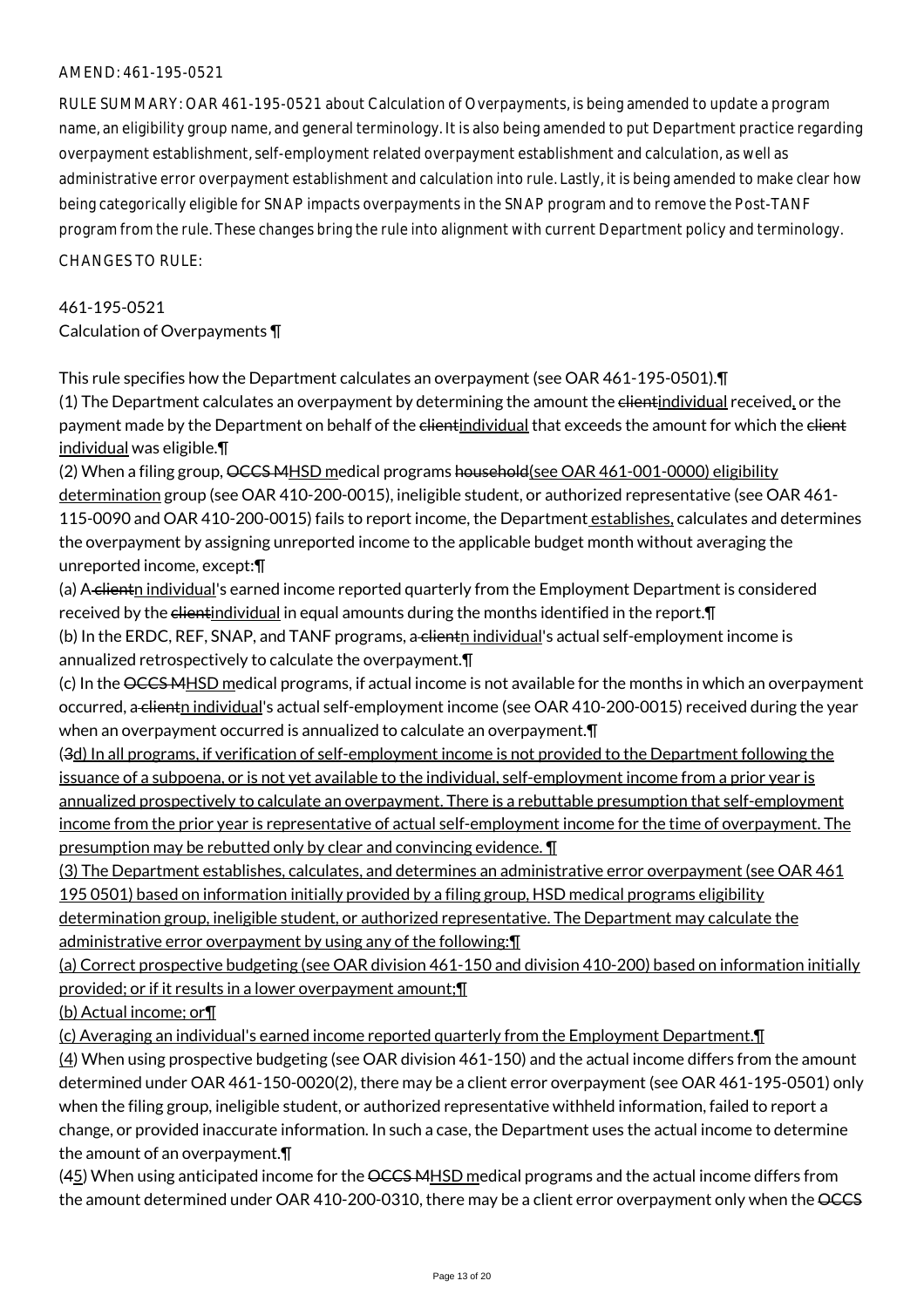AMEND: 461-195-0521

RULE SUMMARY: OAR 461-195-0521 about Calculation of Overpayments, is being amended to update a program name, an eligibility group name, and general terminology. It is also being amended to put Department practice regarding overpayment establishment, self-employment related overpayment establishment and calculation, as well as administrative error overpayment establishment and calculation into rule. Lastly, it is being amended to make clear how being categorically eligible for SNAP impacts overpayments in the SNAP program and to remove the Post-TANF program from the rule. These changes bring the rule into alignment with current Department policy and terminology.

CHANGES TO RULE:

461-195-0521
Calculation of Overpayments ¶

This rule specifies how the Department calculates an overpayment (see OAR 461-195-0501).¶
(1) The Department calculates an overpayment by determining the amount the clientindividual received, or the payment made by the Department on behalf of the clientindividual that exceeds the amount for which the client individual was eligible.¶
(2) When a filing group, OCCS MHSD medical programs household(see OAR 461-001-0000) eligibility determination group (see OAR 410-200-0015), ineligible student, or authorized representative (see OAR 461-115-0090 and OAR 410-200-0015) fails to report income, the Department establishes, calculates and determines the overpayment by assigning unreported income to the applicable budget month without averaging the unreported income, except:¶
(a) A clientn individual's earned income reported quarterly from the Employment Department is considered received by the clientindividual in equal amounts during the months identified in the report.¶
(b) In the ERDC, REF, SNAP, and TANF programs, a clientn individual's actual self-employment income is annualized retrospectively to calculate the overpayment.¶
(c) In the OCCS MHSD medical programs, if actual income is not available for the months in which an overpayment occurred, a clientn individual's actual self-employment income (see OAR 410-200-0015) received during the year when an overpayment occurred is annualized to calculate an overpayment.¶
(3d) In all programs, if verification of self-employment income is not provided to the Department following the issuance of a subpoena, or is not yet available to the individual, self-employment income from a prior year is annualized prospectively to calculate an overpayment. There is a rebuttable presumption that self-employment income from the prior year is representative of actual self-employment income for the time of overpayment. The presumption may be rebutted only by clear and convincing evidence. ¶
(3) The Department establishes, calculates, and determines an administrative error overpayment (see OAR 461 195 0501) based on information initially provided by a filing group, HSD medical programs eligibility determination group, ineligible student, or authorized representative. The Department may calculate the administrative error overpayment by using any of the following:¶
(a) Correct prospective budgeting (see OAR division 461-150 and division 410-200) based on information initially provided; or if it results in a lower overpayment amount;¶
(b) Actual income; or¶
(c) Averaging an individual's earned income reported quarterly from the Employment Department.¶
(4) When using prospective budgeting (see OAR division 461-150) and the actual income differs from the amount determined under OAR 461-150-0020(2), there may be a client error overpayment (see OAR 461-195-0501) only when the filing group, ineligible student, or authorized representative withheld information, failed to report a change, or provided inaccurate information. In such a case, the Department uses the actual income to determine the amount of an overpayment.¶
(45) When using anticipated income for the OCCS MHSD medical programs and the actual income differs from the amount determined under OAR 410-200-0310, there may be a client error overpayment only when the OCCS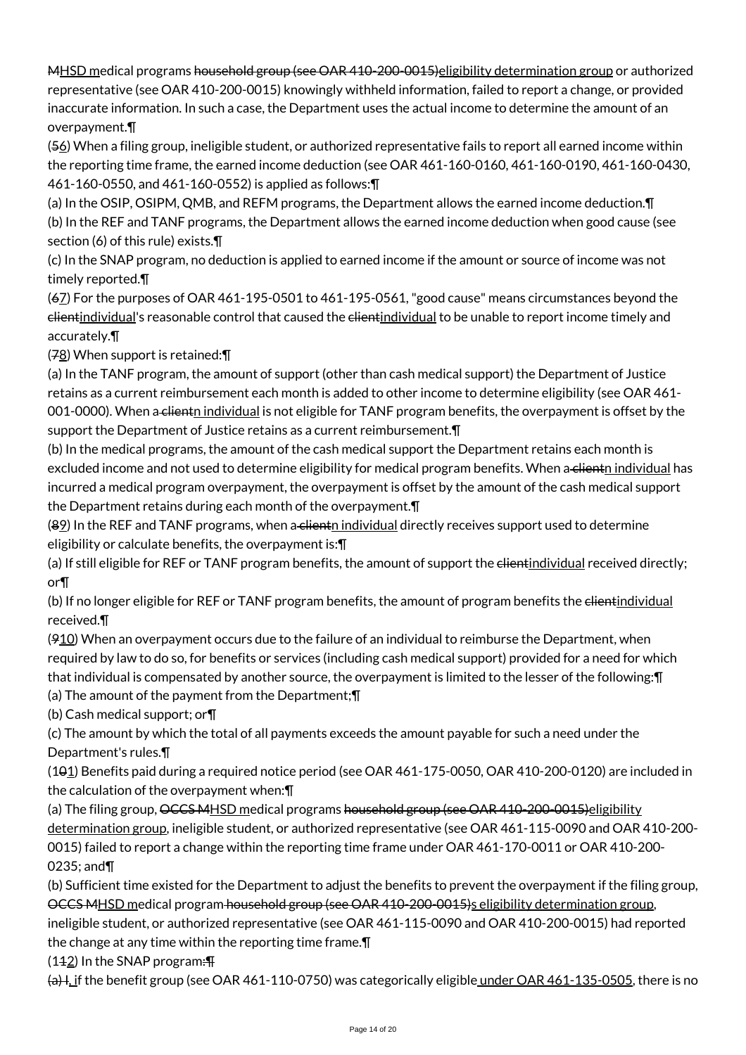MHSD medical programs household group (see OAR 410-200-0015)eligibility determination group or authorized representative (see OAR 410-200-0015) knowingly withheld information, failed to report a change, or provided inaccurate information. In such a case, the Department uses the actual income to determine the amount of an overpayment.¶

(56) When a filing group, ineligible student, or authorized representative fails to report all earned income within the reporting time frame, the earned income deduction (see OAR 461-160-0160, 461-160-0190, 461-160-0430, 461-160-0550, and 461-160-0552) is applied as follows:¶

(a) In the OSIP, OSIPM, QMB, and REFM programs, the Department allows the earned income deduction.¶

(b) In the REF and TANF programs, the Department allows the earned income deduction when good cause (see section (6) of this rule) exists.¶

(c) In the SNAP program, no deduction is applied to earned income if the amount or source of income was not timely reported.¶

(67) For the purposes of OAR 461-195-0501 to 461-195-0561, "good cause" means circumstances beyond the clientindividual's reasonable control that caused the clientindividual to be unable to report income timely and accurately.¶

(78) When support is retained:¶

(a) In the TANF program, the amount of support (other than cash medical support) the Department of Justice retains as a current reimbursement each month is added to other income to determine eligibility (see OAR 461-001-0000). When a clientn individual is not eligible for TANF program benefits, the overpayment is offset by the support the Department of Justice retains as a current reimbursement.¶

(b) In the medical programs, the amount of the cash medical support the Department retains each month is excluded income and not used to determine eligibility for medical program benefits. When a clientn individual has incurred a medical program overpayment, the overpayment is offset by the amount of the cash medical support the Department retains during each month of the overpayment.¶

(89) In the REF and TANF programs, when a clientn individual directly receives support used to determine eligibility or calculate benefits, the overpayment is:¶

(a) If still eligible for REF or TANF program benefits, the amount of support the clientindividual received directly; or¶

(b) If no longer eligible for REF or TANF program benefits, the amount of program benefits the clientindividual received.¶

(910) When an overpayment occurs due to the failure of an individual to reimburse the Department, when required by law to do so, for benefits or services (including cash medical support) provided for a need for which that individual is compensated by another source, the overpayment is limited to the lesser of the following:¶

(a) The amount of the payment from the Department;¶

(b) Cash medical support; or¶

(c) The amount by which the total of all payments exceeds the amount payable for such a need under the Department's rules.¶

(101) Benefits paid during a required notice period (see OAR 461-175-0050, OAR 410-200-0120) are included in the calculation of the overpayment when:¶

(a) The filing group, OCCS MHSD medical programs household group (see OAR 410-200-0015)eligibility determination group, ineligible student, or authorized representative (see OAR 461-115-0090 and OAR 410-200-0015) failed to report a change within the reporting time frame under OAR 461-170-0011 or OAR 410-200-0235; and¶

(b) Sufficient time existed for the Department to adjust the benefits to prevent the overpayment if the filing group, OCCS MHSD medical program household group (see OAR 410-200-0015)s eligibility determination group, ineligible student, or authorized representative (see OAR 461-115-0090 and OAR 410-200-0015) had reported the change at any time within the reporting time frame.¶

(112) In the SNAP program:¶

(a) I, if the benefit group (see OAR 461-110-0750) was categorically eligible under OAR 461-135-0505, there is no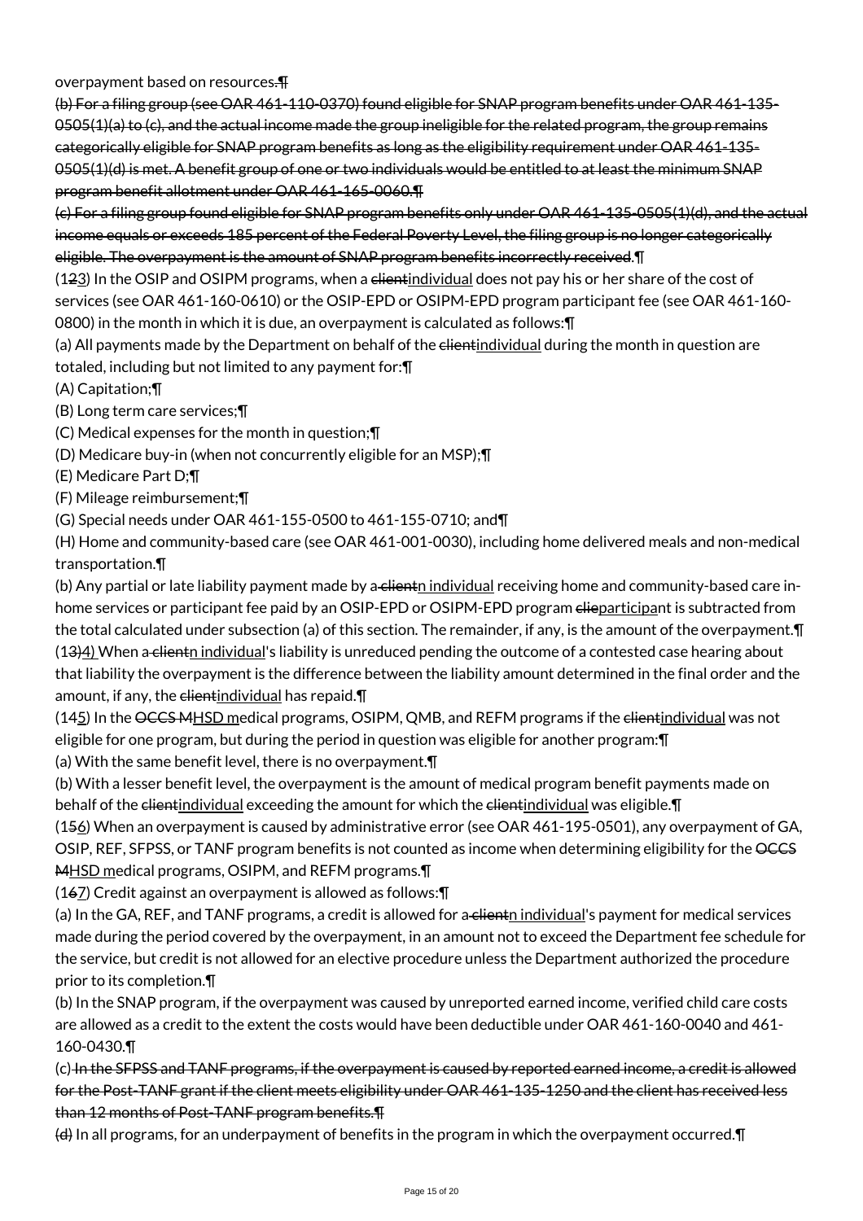overpayment based on resources.~~¶~~

~~(b) For a filing group (see OAR 461-110-0370) found eligible for SNAP program benefits under OAR 461-135-0505(1)(a) to (c), and the actual income made the group ineligible for the related program, the group remains categorically eligible for SNAP program benefits as long as the eligibility requirement under OAR 461-135-0505(1)(d) is met. A benefit group of one or two individuals would be entitled to at least the minimum SNAP program benefit allotment under OAR 461-165-0060.¶~~

~~(c) For a filing group found eligible for SNAP program benefits only under OAR 461-135-0505(1)(d), and the actual income equals or exceeds 185 percent of the Federal Poverty Level, the filing group is no longer categorically eligible. The overpayment is the amount of SNAP program benefits incorrectly received.~~¶

(1~~2~~<u>3</u>) In the OSIP and OSIPM programs, when a ~~client~~<u>individual</u> does not pay his or her share of the cost of services (see OAR 461-160-0610) or the OSIP-EPD or OSIPM-EPD program participant fee (see OAR 461-160-0800) in the month in which it is due, an overpayment is calculated as follows:¶

(a) All payments made by the Department on behalf of the ~~client~~<u>individual</u> during the month in question are totaled, including but not limited to any payment for:¶

(A) Capitation;¶

(B) Long term care services;¶

(C) Medical expenses for the month in question;¶

(D) Medicare buy-in (when not concurrently eligible for an MSP);¶

(E) Medicare Part D;¶

(F) Mileage reimbursement;¶

(G) Special needs under OAR 461-155-0500 to 461-155-0710; and¶

(H) Home and community-based care (see OAR 461-001-0030), including home delivered meals and non-medical transportation.¶

(b) Any partial or late liability payment made by a~~ client~~<u>n individual</u> receiving home and community-based care in-home services or participant fee paid by an OSIP-EPD or OSIPM-EPD program ~~clie~~<u>participa</u>nt is subtracted from the total calculated under subsection (a) of this section. The remainder, if any, is the amount of the overpayment.¶

(1~~3~~<u>4)</u> When a~~ client~~<u>n individual</u>'s liability is unreduced pending the outcome of a contested case hearing about that liability the overpayment is the difference between the liability amount determined in the final order and the amount, if any, the ~~client~~<u>individual</u> has repaid.¶

(1~~4~~<u>5</u>) In the ~~OCCS M~~<u>HSD m</u>edical programs, OSIPM, QMB, and REFM programs if the ~~client~~<u>individual</u> was not eligible for one program, but during the period in question was eligible for another program:¶

(a) With the same benefit level, there is no overpayment.¶

(b) With a lesser benefit level, the overpayment is the amount of medical program benefit payments made on behalf of the ~~client~~<u>individual</u> exceeding the amount for which the ~~client~~<u>individual</u> was eligible.¶

(1~~5~~<u>6</u>) When an overpayment is caused by administrative error (see OAR 461-195-0501), any overpayment of GA, OSIP, REF, SFPSS, or TANF program benefits is not counted as income when determining eligibility for the ~~OCCS M~~<u>HSD m</u>edical programs, OSIPM, and REFM programs.¶

(1~~6~~<u>7</u>) Credit against an overpayment is allowed as follows:¶

(a) In the GA, REF, and TANF programs, a credit is allowed for a~~ client~~<u>n individual</u>'s payment for medical services made during the period covered by the overpayment, in an amount not to exceed the Department fee schedule for the service, but credit is not allowed for an elective procedure unless the Department authorized the procedure prior to its completion.¶

(b) In the SNAP program, if the overpayment was caused by unreported earned income, verified child care costs are allowed as a credit to the extent the costs would have been deductible under OAR 461-160-0040 and 461-160-0430.¶

(c) ~~In the SFPSS and TANF programs, if the overpayment is caused by reported earned income, a credit is allowed for the Post-TANF grant if the client meets eligibility under OAR 461-135-1250 and the client has received less than 12 months of Post-TANF program benefits.¶~~

~~(d)~~ In all programs, for an underpayment of benefits in the program in which the overpayment occurred.¶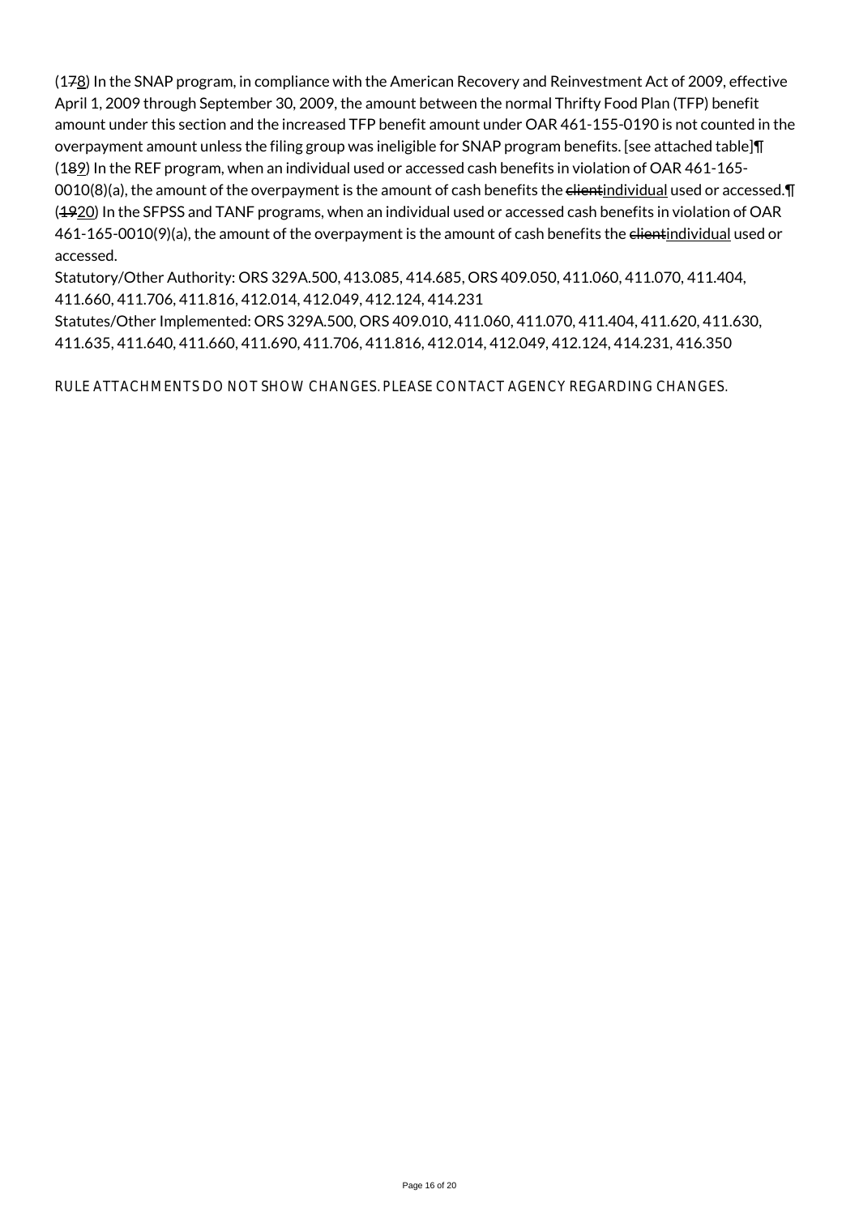(1~~7~~8) In the SNAP program, in compliance with the American Recovery and Reinvestment Act of 2009, effective April 1, 2009 through September 30, 2009, the amount between the normal Thrifty Food Plan (TFP) benefit amount under this section and the increased TFP benefit amount under OAR 461-155-0190 is not counted in the overpayment amount unless the filing group was ineligible for SNAP program benefits. [see attached table]¶
(1~~8~~9) In the REF program, when an individual used or accessed cash benefits in violation of OAR 461-165-0010(8)(a), the amount of the overpayment is the amount of cash benefits the ~~client~~individual used or accessed.¶
(~~19~~20) In the SFPSS and TANF programs, when an individual used or accessed cash benefits in violation of OAR 461-165-0010(9)(a), the amount of the overpayment is the amount of cash benefits the ~~client~~individual used or accessed.

Statutory/Other Authority: ORS 329A.500, 413.085, 414.685, ORS 409.050, 411.060, 411.070, 411.404, 411.660, 411.706, 411.816, 412.014, 412.049, 412.124, 414.231

Statutes/Other Implemented: ORS 329A.500, ORS 409.010, 411.060, 411.070, 411.404, 411.620, 411.630, 411.635, 411.640, 411.660, 411.690, 411.706, 411.816, 412.014, 412.049, 412.124, 414.231, 416.350

RULE ATTACHMENTS DO NOT SHOW CHANGES. PLEASE CONTACT AGENCY REGARDING CHANGES.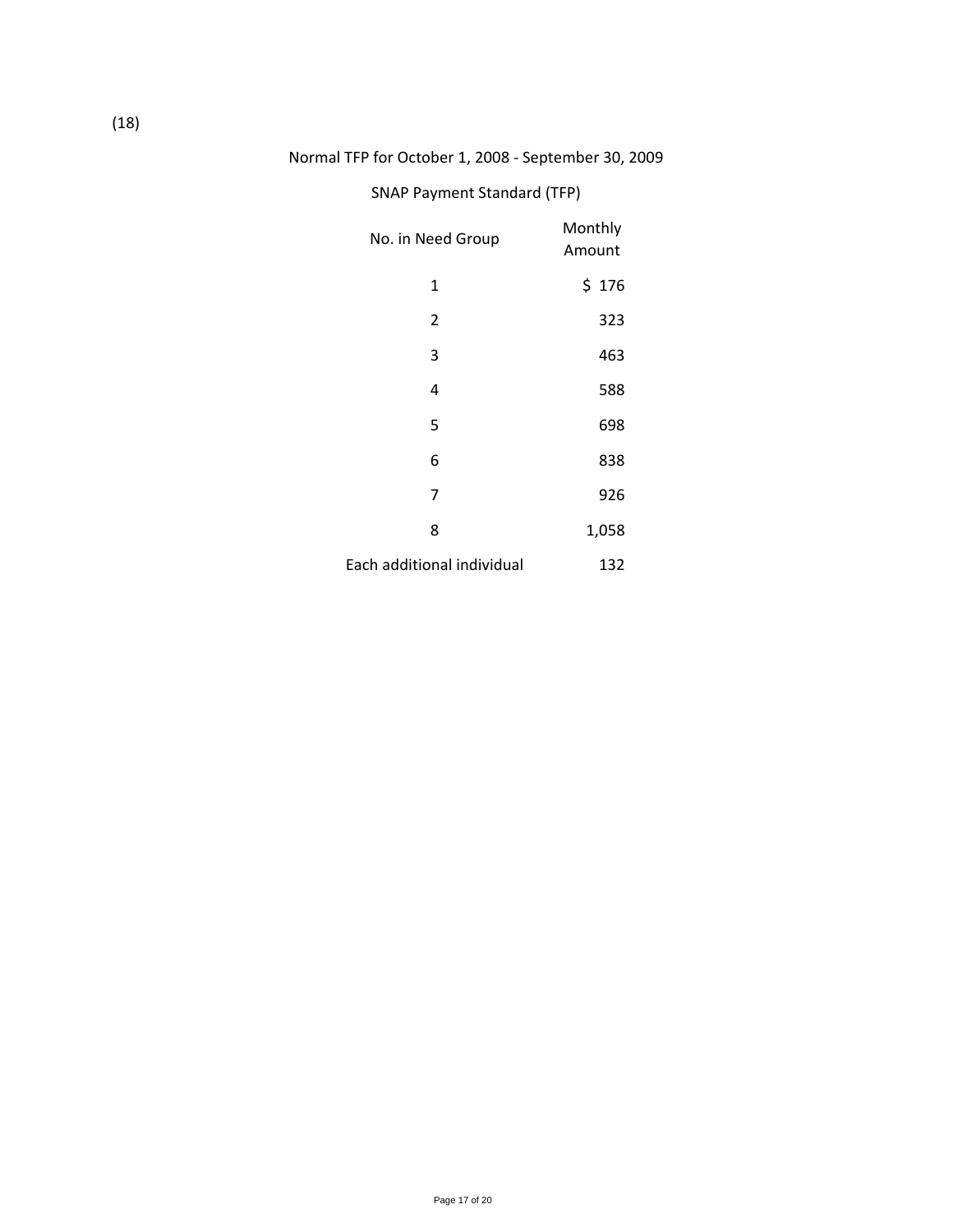(18)

Normal TFP for October 1, 2008 - September 30, 2009

SNAP Payment Standard (TFP)

| No. in Need Group | Monthly Amount |
| --- | --- |
| 1 | $ 176 |
| 2 | 323 |
| 3 | 463 |
| 4 | 588 |
| 5 | 698 |
| 6 | 838 |
| 7 | 926 |
| 8 | 1,058 |
| Each additional individual | 132 |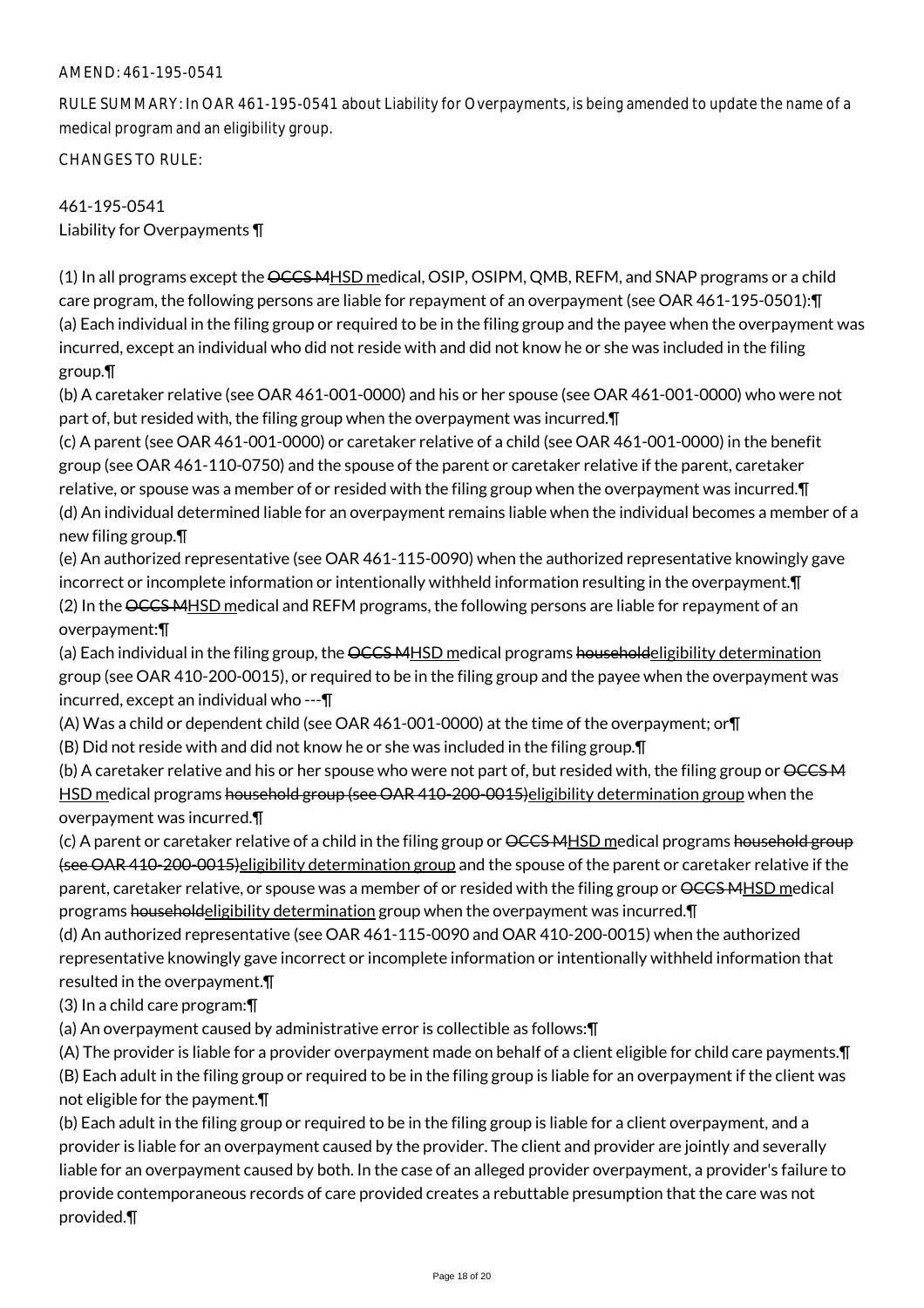AMEND: 461-195-0541

RULE SUMMARY: In OAR 461-195-0541 about Liability for Overpayments, is being amended to update the name of a medical program and an eligibility group.

CHANGES TO RULE:

461-195-0541
Liability for Overpayments ¶

(1) In all programs except the ~~OCCS M~~HSD medical, OSIP, OSIPM, QMB, REFM, and SNAP programs or a child care program, the following persons are liable for repayment of an overpayment (see OAR 461-195-0501):¶
(a) Each individual in the filing group or required to be in the filing group and the payee when the overpayment was incurred, except an individual who did not reside with and did not know he or she was included in the filing group.¶
(b) A caretaker relative (see OAR 461-001-0000) and his or her spouse (see OAR 461-001-0000) who were not part of, but resided with, the filing group when the overpayment was incurred.¶
(c) A parent (see OAR 461-001-0000) or caretaker relative of a child (see OAR 461-001-0000) in the benefit group (see OAR 461-110-0750) and the spouse of the parent or caretaker relative if the parent, caretaker relative, or spouse was a member of or resided with the filing group when the overpayment was incurred.¶
(d) An individual determined liable for an overpayment remains liable when the individual becomes a member of a new filing group.¶
(e) An authorized representative (see OAR 461-115-0090) when the authorized representative knowingly gave incorrect or incomplete information or intentionally withheld information resulting in the overpayment.¶
(2) In the ~~OCCS M~~HSD medical and REFM programs, the following persons are liable for repayment of an overpayment:¶
(a) Each individual in the filing group, the ~~OCCS M~~HSD medical programs ~~household~~eligibility determination group (see OAR 410-200-0015), or required to be in the filing group and the payee when the overpayment was incurred, except an individual who ---¶
(A) Was a child or dependent child (see OAR 461-001-0000) at the time of the overpayment; or¶
(B) Did not reside with and did not know he or she was included in the filing group.¶
(b) A caretaker relative and his or her spouse who were not part of, but resided with, the filing group or ~~OCCS M~~HSD medical programs ~~household group (see OAR 410-200-0015)~~eligibility determination group when the overpayment was incurred.¶
(c) A parent or caretaker relative of a child in the filing group or ~~OCCS M~~HSD medical programs ~~household group (see OAR 410-200-0015)~~eligibility determination group and the spouse of the parent or caretaker relative if the parent, caretaker relative, or spouse was a member of or resided with the filing group or ~~OCCS M~~HSD medical programs ~~household~~eligibility determination group when the overpayment was incurred.¶
(d) An authorized representative (see OAR 461-115-0090 and OAR 410-200-0015) when the authorized representative knowingly gave incorrect or incomplete information or intentionally withheld information that resulted in the overpayment.¶
(3) In a child care program:¶
(a) An overpayment caused by administrative error is collectible as follows:¶
(A) The provider is liable for a provider overpayment made on behalf of a client eligible for child care payments.¶
(B) Each adult in the filing group or required to be in the filing group is liable for an overpayment if the client was not eligible for the payment.¶
(b) Each adult in the filing group or required to be in the filing group is liable for a client overpayment, and a provider is liable for an overpayment caused by the provider. The client and provider are jointly and severally liable for an overpayment caused by both. In the case of an alleged provider overpayment, a provider's failure to provide contemporaneous records of care provided creates a rebuttable presumption that the care was not provided.¶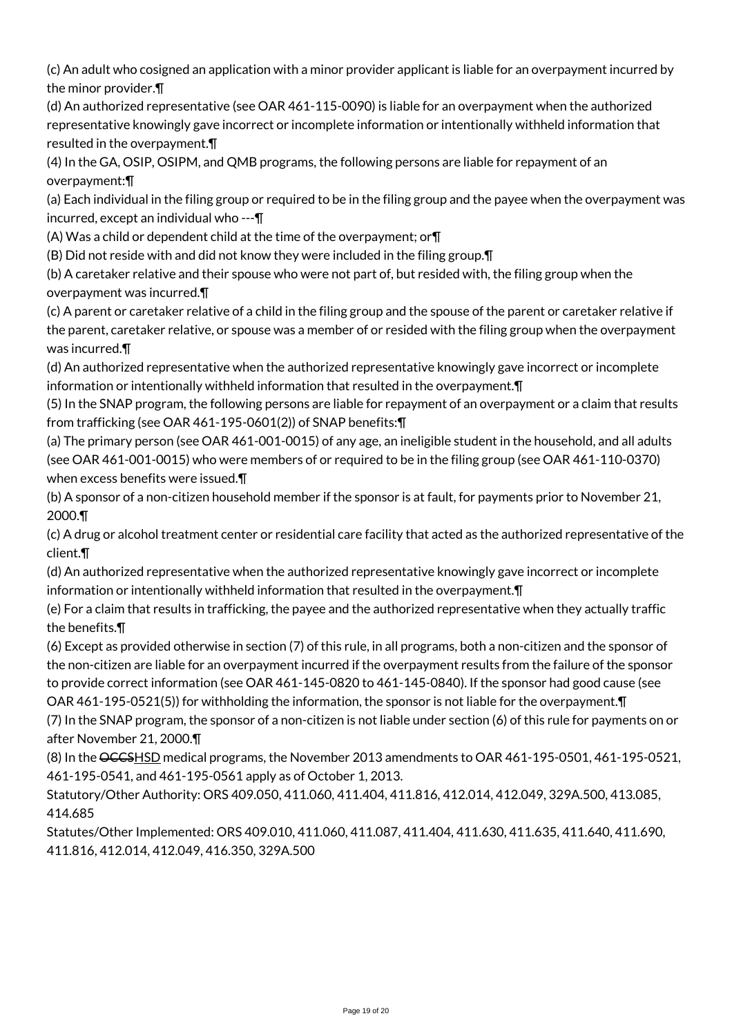(c) An adult who cosigned an application with a minor provider applicant is liable for an overpayment incurred by the minor provider.¶

(d) An authorized representative (see OAR 461-115-0090) is liable for an overpayment when the authorized representative knowingly gave incorrect or incomplete information or intentionally withheld information that resulted in the overpayment.¶

(4) In the GA, OSIP, OSIPM, and QMB programs, the following persons are liable for repayment of an overpayment:¶

(a) Each individual in the filing group or required to be in the filing group and the payee when the overpayment was incurred, except an individual who ---¶

(A) Was a child or dependent child at the time of the overpayment; or¶

(B) Did not reside with and did not know they were included in the filing group.¶

(b) A caretaker relative and their spouse who were not part of, but resided with, the filing group when the overpayment was incurred.¶

(c) A parent or caretaker relative of a child in the filing group and the spouse of the parent or caretaker relative if the parent, caretaker relative, or spouse was a member of or resided with the filing group when the overpayment was incurred.¶

(d) An authorized representative when the authorized representative knowingly gave incorrect or incomplete information or intentionally withheld information that resulted in the overpayment.¶

(5) In the SNAP program, the following persons are liable for repayment of an overpayment or a claim that results from trafficking (see OAR 461-195-0601(2)) of SNAP benefits:¶

(a) The primary person (see OAR 461-001-0015) of any age, an ineligible student in the household, and all adults (see OAR 461-001-0015) who were members of or required to be in the filing group (see OAR 461-110-0370) when excess benefits were issued.¶

(b) A sponsor of a non-citizen household member if the sponsor is at fault, for payments prior to November 21, 2000.¶

(c) A drug or alcohol treatment center or residential care facility that acted as the authorized representative of the client.¶

(d) An authorized representative when the authorized representative knowingly gave incorrect or incomplete information or intentionally withheld information that resulted in the overpayment.¶

(e) For a claim that results in trafficking, the payee and the authorized representative when they actually traffic the benefits.¶

(6) Except as provided otherwise in section (7) of this rule, in all programs, both a non-citizen and the sponsor of the non-citizen are liable for an overpayment incurred if the overpayment results from the failure of the sponsor to provide correct information (see OAR 461-145-0820 to 461-145-0840). If the sponsor had good cause (see OAR 461-195-0521(5)) for withholding the information, the sponsor is not liable for the overpayment.¶

(7) In the SNAP program, the sponsor of a non-citizen is not liable under section (6) of this rule for payments on or after November 21, 2000.¶

(8) In the ~~OCCS~~HSD medical programs, the November 2013 amendments to OAR 461-195-0501, 461-195-0521, 461-195-0541, and 461-195-0561 apply as of October 1, 2013.

Statutory/Other Authority: ORS 409.050, 411.060, 411.404, 411.816, 412.014, 412.049, 329A.500, 413.085, 414.685

Statutes/Other Implemented: ORS 409.010, 411.060, 411.087, 411.404, 411.630, 411.635, 411.640, 411.690, 411.816, 412.014, 412.049, 416.350, 329A.500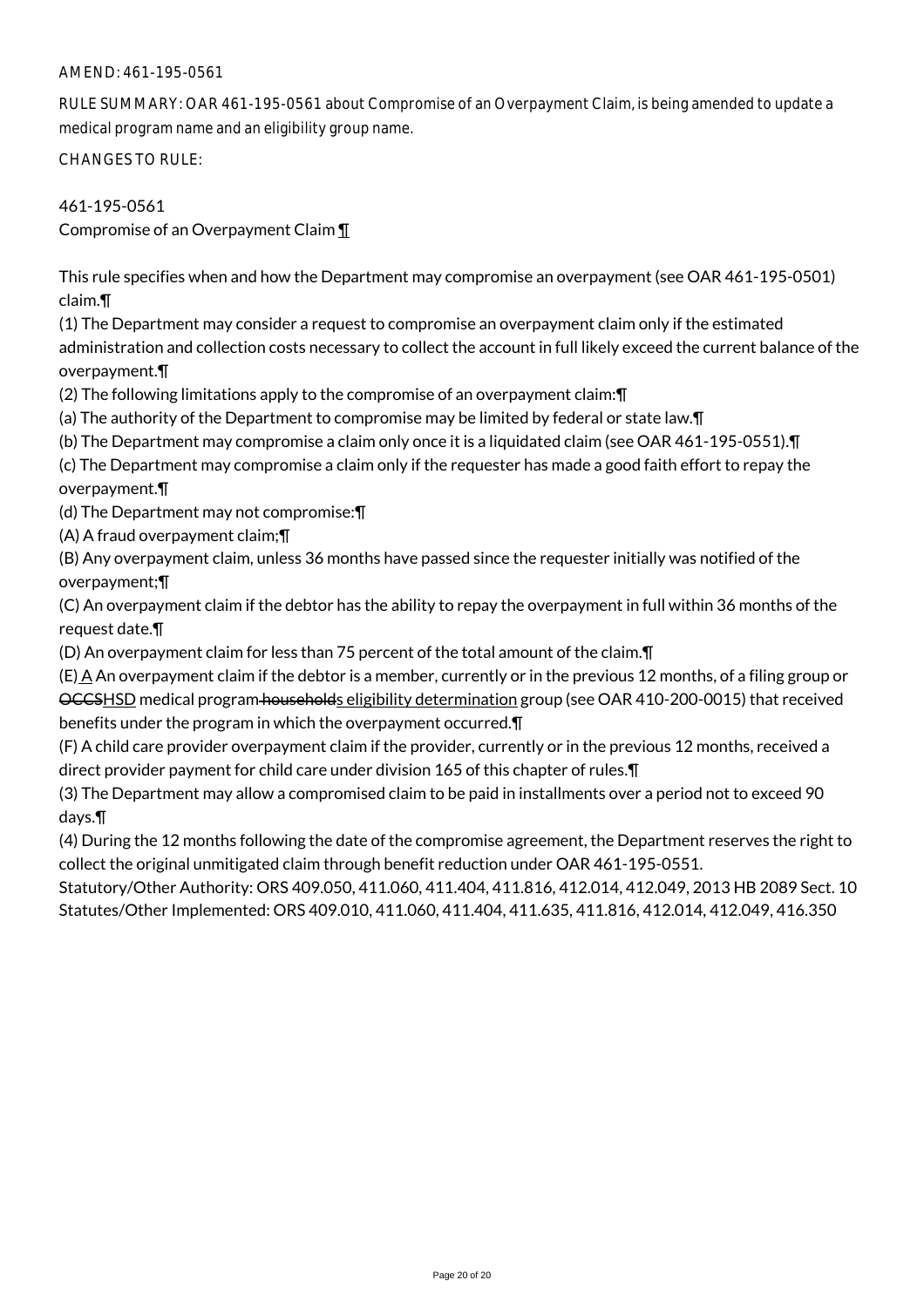AMEND: 461-195-0561

RULE SUMMARY: OAR 461-195-0561 about Compromise of an Overpayment Claim, is being amended to update a medical program name and an eligibility group name.

CHANGES TO RULE:

461-195-0561
Compromise of an Overpayment Claim ¶

This rule specifies when and how the Department may compromise an overpayment (see OAR 461-195-0501) claim.¶

(1) The Department may consider a request to compromise an overpayment claim only if the estimated administration and collection costs necessary to collect the account in full likely exceed the current balance of the overpayment.¶

(2) The following limitations apply to the compromise of an overpayment claim:¶

(a) The authority of the Department to compromise may be limited by federal or state law.¶

(b) The Department may compromise a claim only once it is a liquidated claim (see OAR 461-195-0551).¶

(c) The Department may compromise a claim only if the requester has made a good faith effort to repay the overpayment.¶

(d) The Department may not compromise:¶

(A) A fraud overpayment claim;¶

(B) Any overpayment claim, unless 36 months have passed since the requester initially was notified of the overpayment;¶

(C) An overpayment claim if the debtor has the ability to repay the overpayment in full within 36 months of the request date.¶

(D) An overpayment claim for less than 75 percent of the total amount of the claim.¶

(E) A An overpayment claim if the debtor is a member, currently or in the previous 12 months, of a filing group or ~~OCCS~~HSD medical program ~~households~~ eligibility determination group (see OAR 410-200-0015) that received benefits under the program in which the overpayment occurred.¶

(F) A child care provider overpayment claim if the provider, currently or in the previous 12 months, received a direct provider payment for child care under division 165 of this chapter of rules.¶

(3) The Department may allow a compromised claim to be paid in installments over a period not to exceed 90 days.¶

(4) During the 12 months following the date of the compromise agreement, the Department reserves the right to collect the original unmitigated claim through benefit reduction under OAR 461-195-0551.

Statutory/Other Authority: ORS 409.050, 411.060, 411.404, 411.816, 412.014, 412.049, 2013 HB 2089 Sect. 10
Statutes/Other Implemented: ORS 409.010, 411.060, 411.404, 411.635, 411.816, 412.014, 412.049, 416.350